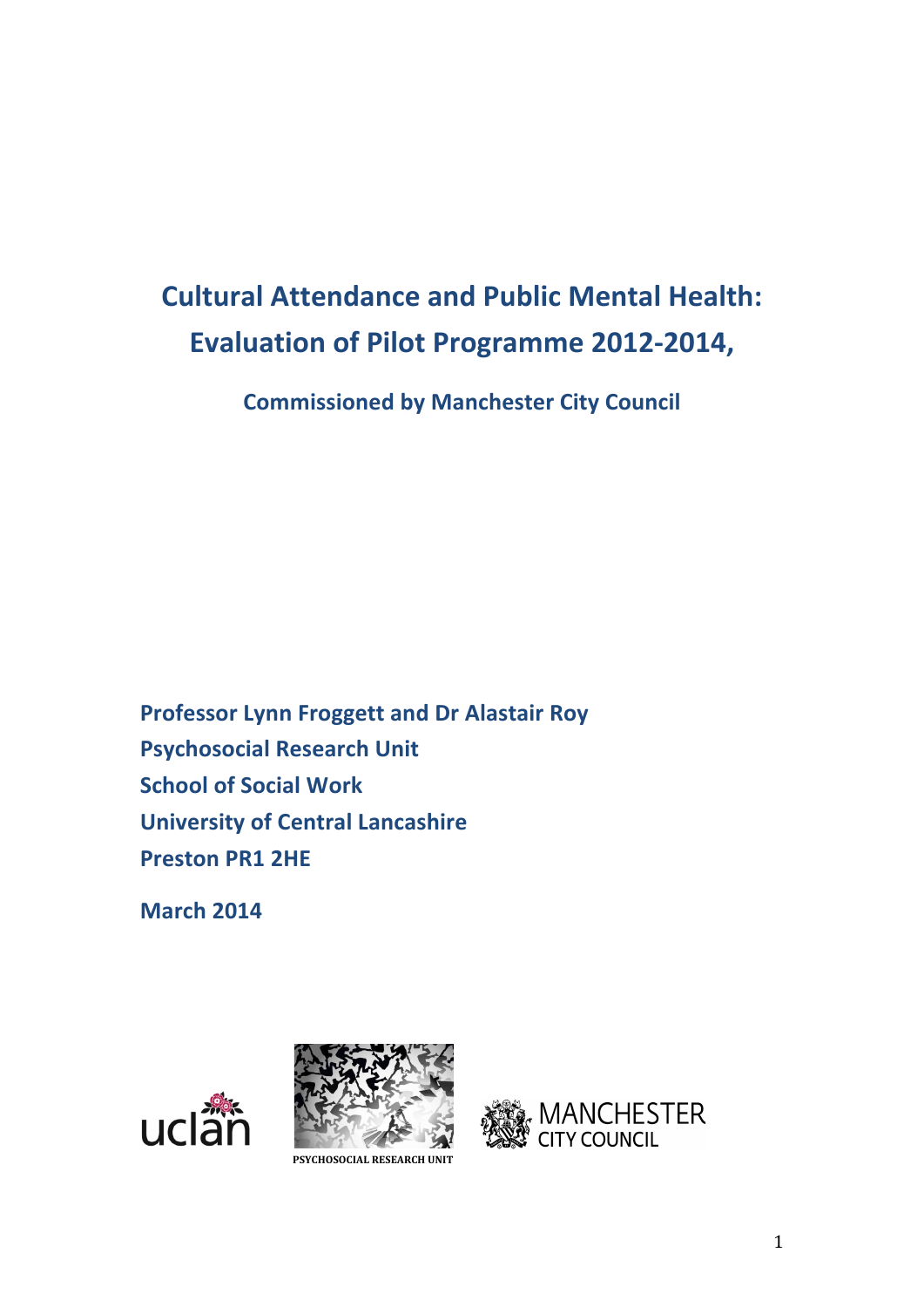# Cultural Attendance and Public Mental Health: Evaluation of Pilot Programme 2012-2014,

**Commissioned by Manchester City Council**

**Professor Lynn Froggett and Dr Alastair Roy**
**Psychosocial Research Unit**
**School of Social Work**
**University of Central Lancashire**
**Preston PR1 2HE**

**March 2014**

PSYCHOSOCIAL RESEARCH UNIT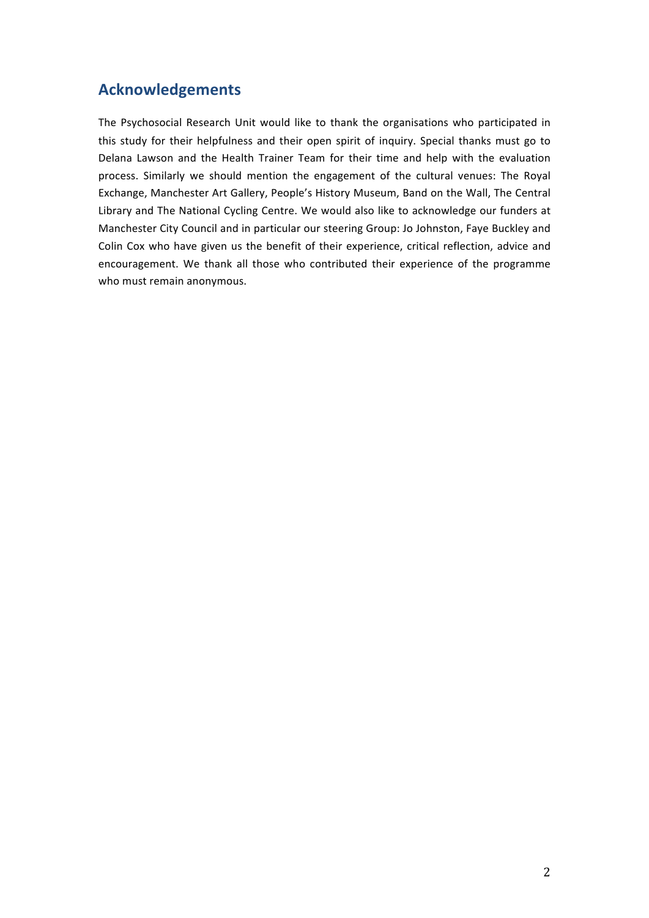## Acknowledgements

The Psychosocial Research Unit would like to thank the organisations who participated in this study for their helpfulness and their open spirit of inquiry. Special thanks must go to Delana Lawson and the Health Trainer Team for their time and help with the evaluation process. Similarly we should mention the engagement of the cultural venues: The Royal Exchange, Manchester Art Gallery, People's History Museum, Band on the Wall, The Central Library and The National Cycling Centre. We would also like to acknowledge our funders at Manchester City Council and in particular our steering Group: Jo Johnston, Faye Buckley and Colin Cox who have given us the benefit of their experience, critical reflection, advice and encouragement. We thank all those who contributed their experience of the programme who must remain anonymous.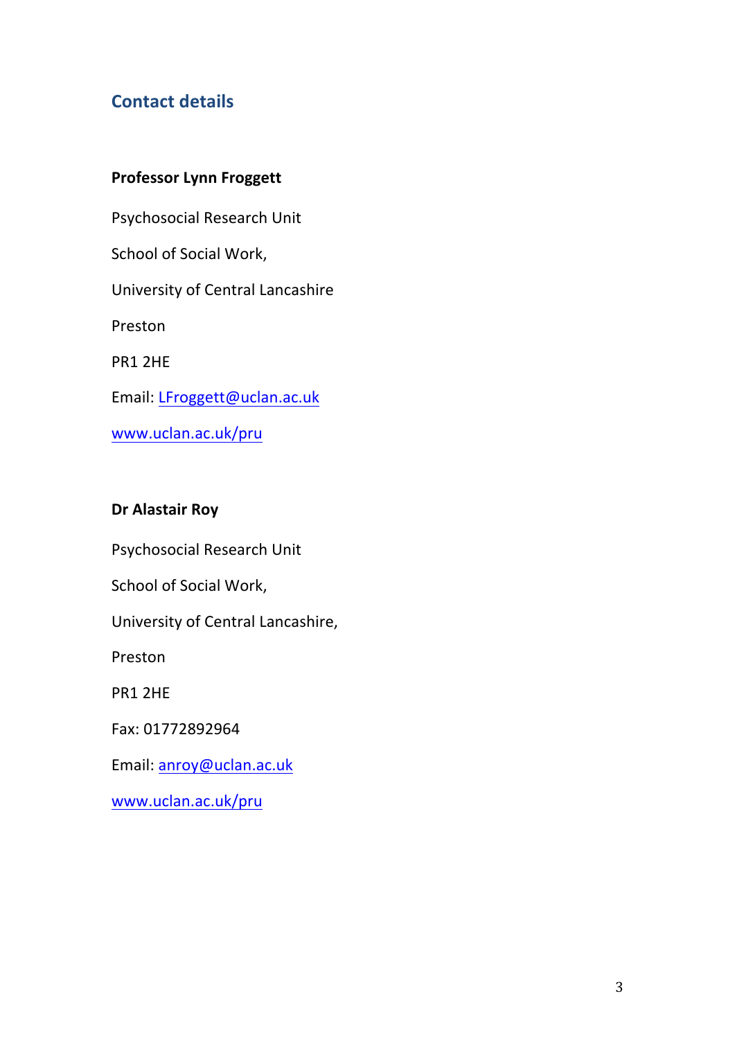## Contact details

**Professor Lynn Froggett**

Psychosocial Research Unit

School of Social Work,

University of Central Lancashire

Preston

PR1 2HE

Email: LFroggett@uclan.ac.uk

www.uclan.ac.uk/pru

**Dr Alastair Roy**

Psychosocial Research Unit

School of Social Work,

University of Central Lancashire,

Preston

PR1 2HE

Fax: 01772892964

Email: anroy@uclan.ac.uk

www.uclan.ac.uk/pru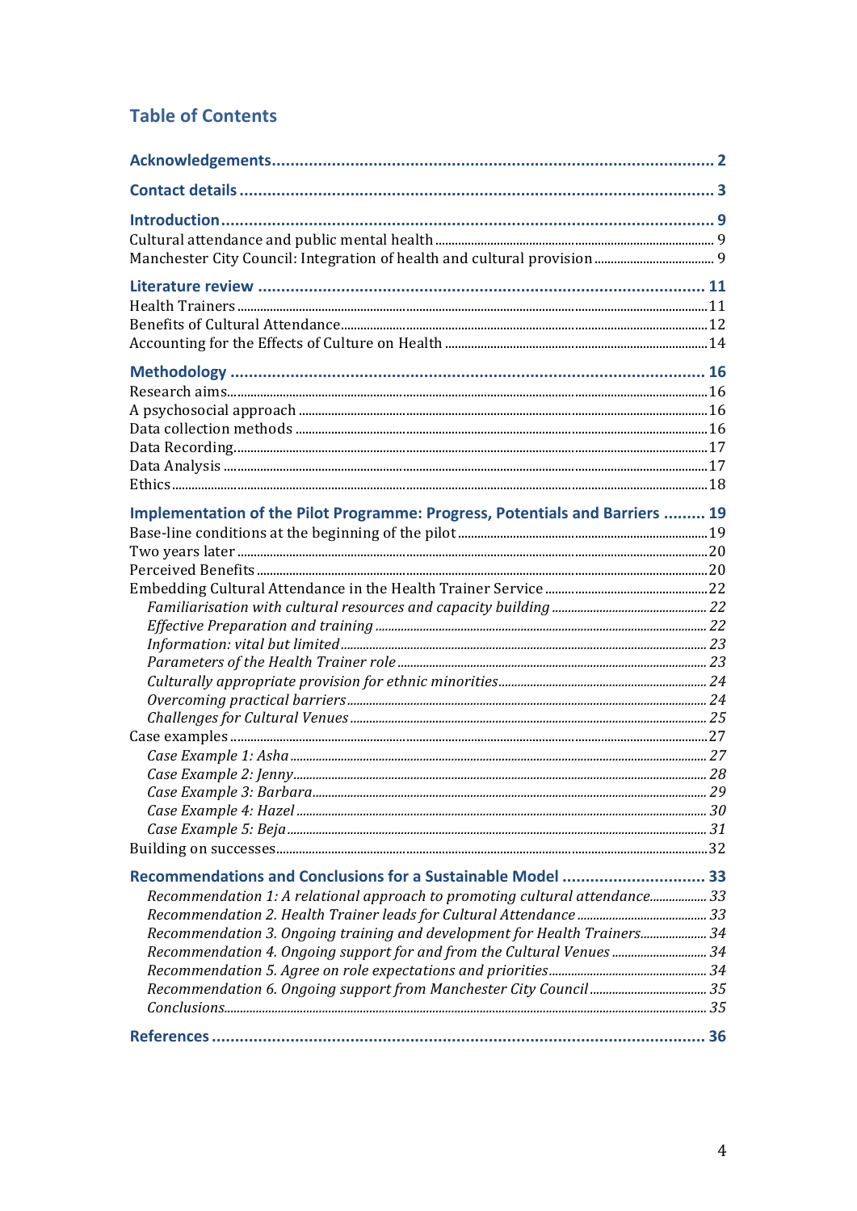## Table of Contents

**Acknowledgements** .......... 2

**Contact details** .......... 3

**Introduction** .......... 9

Cultural attendance and public mental health .......... 9

Manchester City Council: Integration of health and cultural provision .......... 9

**Literature review** .......... 11

Health Trainers .......... 11

Benefits of Cultural Attendance .......... 12

Accounting for the Effects of Culture on Health .......... 14

**Methodology** .......... 16

Research aims .......... 16

A psychosocial approach .......... 16

Data collection methods .......... 16

Data Recording .......... 17

Data Analysis .......... 17

Ethics .......... 18

**Implementation of the Pilot Programme: Progress, Potentials and Barriers** .......... 19

Base-line conditions at the beginning of the pilot .......... 19

Two years later .......... 20

Perceived Benefits .......... 20

Embedding Cultural Attendance in the Health Trainer Service .......... 22

*Familiarisation with cultural resources and capacity building* .......... 22

*Effective Preparation and training* .......... 22

*Information: vital but limited* .......... 23

*Parameters of the Health Trainer role* .......... 23

*Culturally appropriate provision for ethnic minorities* .......... 24

*Overcoming practical barriers* .......... 24

*Challenges for Cultural Venues* .......... 25

Case examples .......... 27

*Case Example 1: Asha* .......... 27

*Case Example 2: Jenny* .......... 28

*Case Example 3: Barbara* .......... 29

*Case Example 4: Hazel* .......... 30

*Case Example 5: Beja* .......... 31

Building on successes .......... 32

**Recommendations and Conclusions for a Sustainable Model** .......... 33

*Recommendation 1: A relational approach to promoting cultural attendance* .......... 33

*Recommendation 2. Health Trainer leads for Cultural Attendance* .......... 33

*Recommendation 3. Ongoing training and development for Health Trainers* .......... 34

*Recommendation 4. Ongoing support for and from the Cultural Venues* .......... 34

*Recommendation 5. Agree on role expectations and priorities* .......... 34

*Recommendation 6. Ongoing support from Manchester City Council* .......... 35

*Conclusions* .......... 35

**References** .......... 36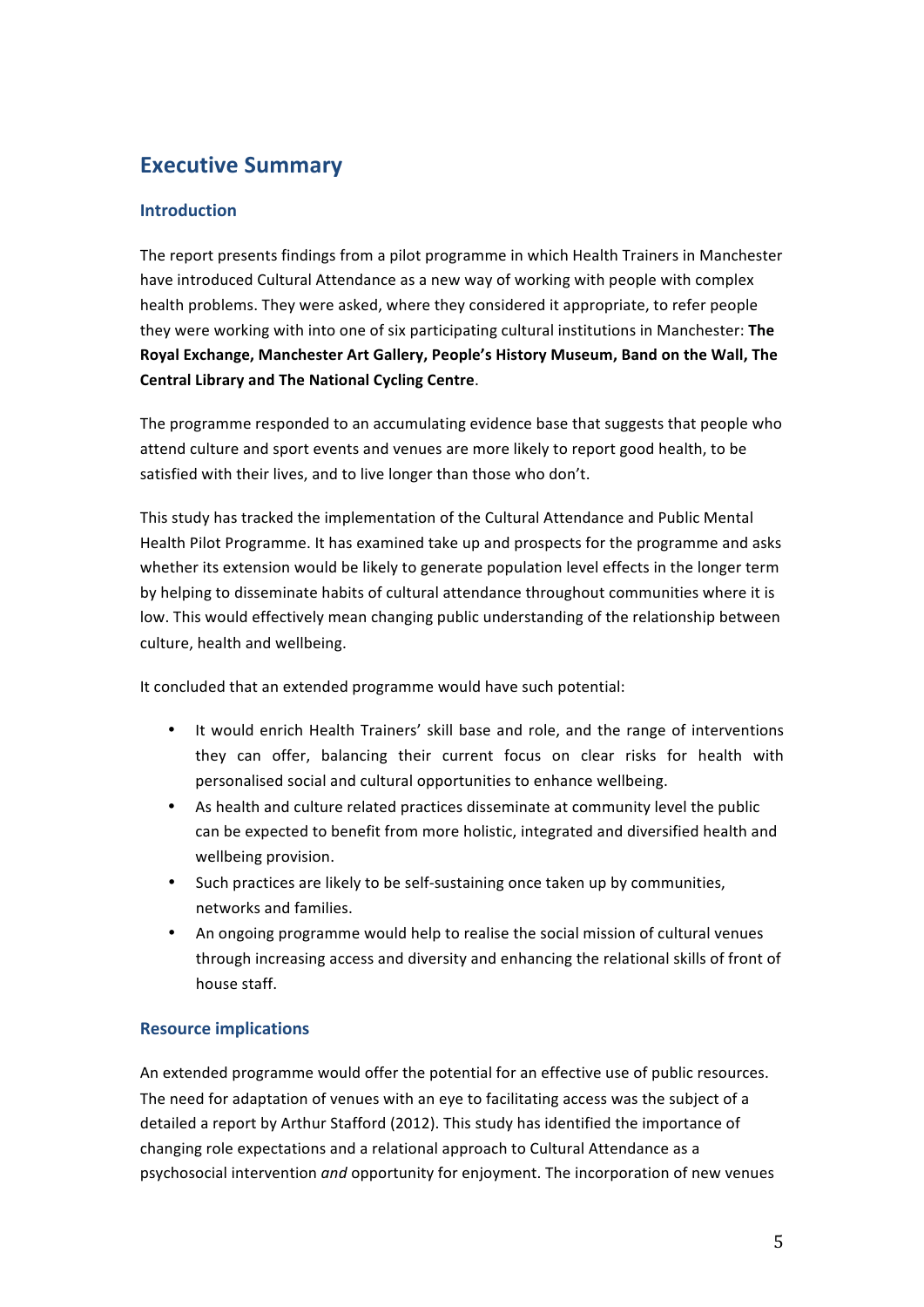## Executive Summary

### Introduction

The report presents findings from a pilot programme in which Health Trainers in Manchester have introduced Cultural Attendance as a new way of working with people with complex health problems. They were asked, where they considered it appropriate, to refer people they were working with into one of six participating cultural institutions in Manchester: **The Royal Exchange, Manchester Art Gallery, People's History Museum, Band on the Wall, The Central Library and The National Cycling Centre**.

The programme responded to an accumulating evidence base that suggests that people who attend culture and sport events and venues are more likely to report good health, to be satisfied with their lives, and to live longer than those who don't.

This study has tracked the implementation of the Cultural Attendance and Public Mental Health Pilot Programme. It has examined take up and prospects for the programme and asks whether its extension would be likely to generate population level effects in the longer term by helping to disseminate habits of cultural attendance throughout communities where it is low. This would effectively mean changing public understanding of the relationship between culture, health and wellbeing.

It concluded that an extended programme would have such potential:

- It would enrich Health Trainers' skill base and role, and the range of interventions they can offer, balancing their current focus on clear risks for health with personalised social and cultural opportunities to enhance wellbeing.
- As health and culture related practices disseminate at community level the public can be expected to benefit from more holistic, integrated and diversified health and wellbeing provision.
- Such practices are likely to be self-sustaining once taken up by communities, networks and families.
- An ongoing programme would help to realise the social mission of cultural venues through increasing access and diversity and enhancing the relational skills of front of house staff.

### Resource implications

An extended programme would offer the potential for an effective use of public resources. The need for adaptation of venues with an eye to facilitating access was the subject of a detailed a report by Arthur Stafford (2012). This study has identified the importance of changing role expectations and a relational approach to Cultural Attendance as a psychosocial intervention *and* opportunity for enjoyment. The incorporation of new venues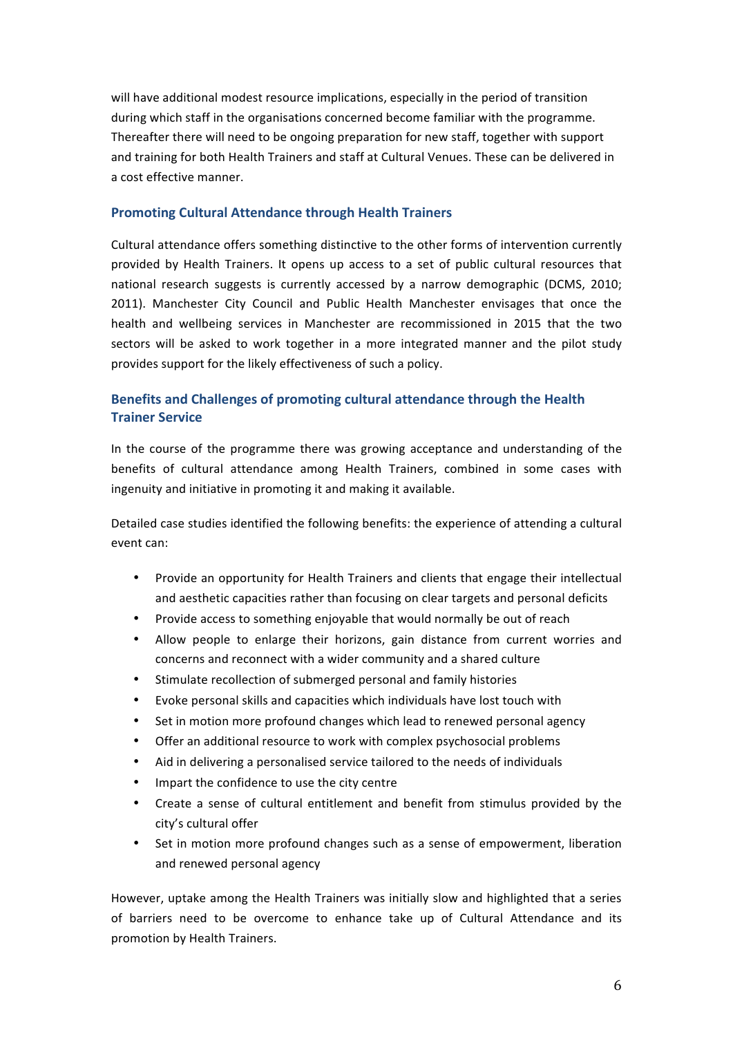will have additional modest resource implications, especially in the period of transition during which staff in the organisations concerned become familiar with the programme. Thereafter there will need to be ongoing preparation for new staff, together with support and training for both Health Trainers and staff at Cultural Venues. These can be delivered in a cost effective manner.

### Promoting Cultural Attendance through Health Trainers

Cultural attendance offers something distinctive to the other forms of intervention currently provided by Health Trainers. It opens up access to a set of public cultural resources that national research suggests is currently accessed by a narrow demographic (DCMS, 2010; 2011). Manchester City Council and Public Health Manchester envisages that once the health and wellbeing services in Manchester are recommissioned in 2015 that the two sectors will be asked to work together in a more integrated manner and the pilot study provides support for the likely effectiveness of such a policy.

### Benefits and Challenges of promoting cultural attendance through the Health Trainer Service

In the course of the programme there was growing acceptance and understanding of the benefits of cultural attendance among Health Trainers, combined in some cases with ingenuity and initiative in promoting it and making it available.

Detailed case studies identified the following benefits: the experience of attending a cultural event can:

- Provide an opportunity for Health Trainers and clients that engage their intellectual and aesthetic capacities rather than focusing on clear targets and personal deficits
- Provide access to something enjoyable that would normally be out of reach
- Allow people to enlarge their horizons, gain distance from current worries and concerns and reconnect with a wider community and a shared culture
- Stimulate recollection of submerged personal and family histories
- Evoke personal skills and capacities which individuals have lost touch with
- Set in motion more profound changes which lead to renewed personal agency
- Offer an additional resource to work with complex psychosocial problems
- Aid in delivering a personalised service tailored to the needs of individuals
- Impart the confidence to use the city centre
- Create a sense of cultural entitlement and benefit from stimulus provided by the city's cultural offer
- Set in motion more profound changes such as a sense of empowerment, liberation and renewed personal agency

However, uptake among the Health Trainers was initially slow and highlighted that a series of barriers need to be overcome to enhance take up of Cultural Attendance and its promotion by Health Trainers.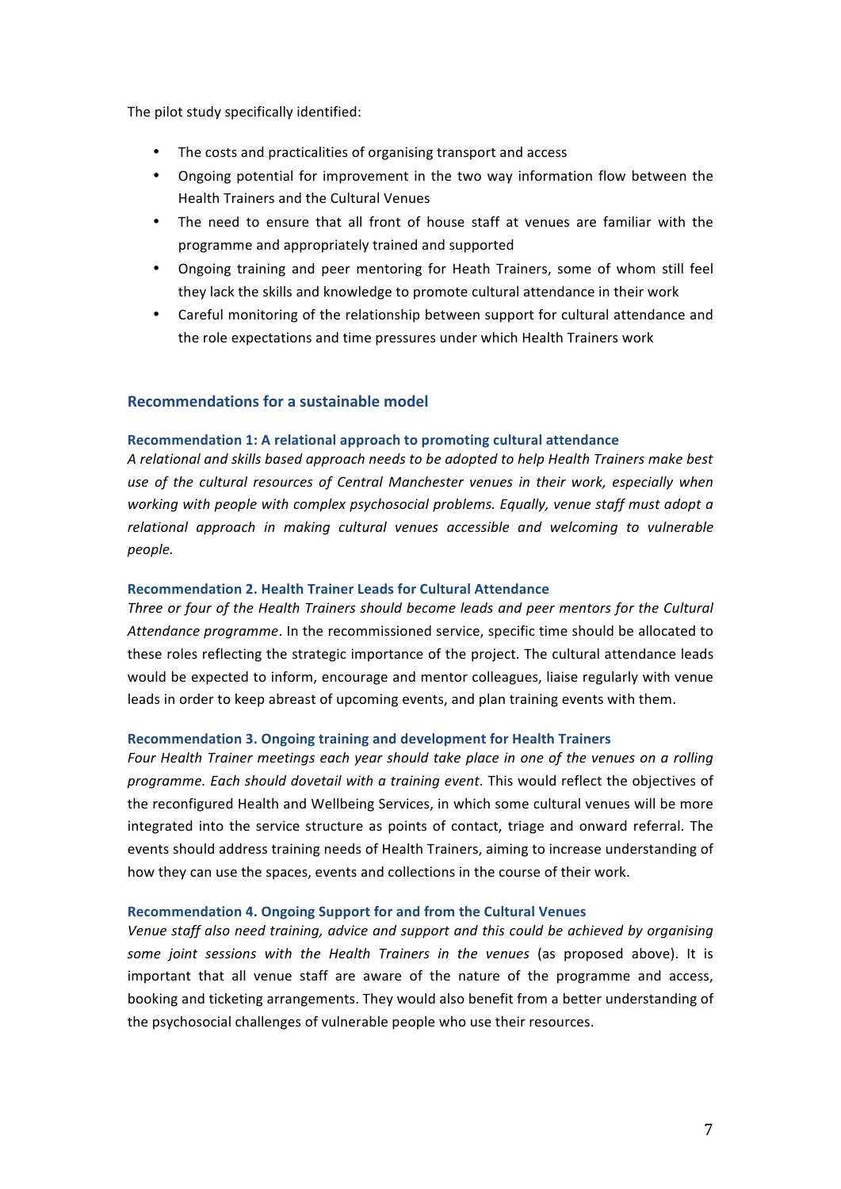The pilot study specifically identified:

- The costs and practicalities of organising transport and access
- Ongoing potential for improvement in the two way information flow between the Health Trainers and the Cultural Venues
- The need to ensure that all front of house staff at venues are familiar with the programme and appropriately trained and supported
- Ongoing training and peer mentoring for Heath Trainers, some of whom still feel they lack the skills and knowledge to promote cultural attendance in their work
- Careful monitoring of the relationship between support for cultural attendance and the role expectations and time pressures under which Health Trainers work

## Recommendations for a sustainable model

### Recommendation 1: A relational approach to promoting cultural attendance

*A relational and skills based approach needs to be adopted to help Health Trainers make best use of the cultural resources of Central Manchester venues in their work, especially when working with people with complex psychosocial problems. Equally, venue staff must adopt a relational approach in making cultural venues accessible and welcoming to vulnerable people.*

### Recommendation 2. Health Trainer Leads for Cultural Attendance

*Three or four of the Health Trainers should become leads and peer mentors for the Cultural Attendance programme*. In the recommissioned service, specific time should be allocated to these roles reflecting the strategic importance of the project. The cultural attendance leads would be expected to inform, encourage and mentor colleagues, liaise regularly with venue leads in order to keep abreast of upcoming events, and plan training events with them.

### Recommendation 3. Ongoing training and development for Health Trainers

*Four Health Trainer meetings each year should take place in one of the venues on a rolling programme. Each should dovetail with a training event*. This would reflect the objectives of the reconfigured Health and Wellbeing Services, in which some cultural venues will be more integrated into the service structure as points of contact, triage and onward referral. The events should address training needs of Health Trainers, aiming to increase understanding of how they can use the spaces, events and collections in the course of their work.

### Recommendation 4. Ongoing Support for and from the Cultural Venues

*Venue staff also need training, advice and support and this could be achieved by organising some joint sessions with the Health Trainers in the venues* (as proposed above). It is important that all venue staff are aware of the nature of the programme and access, booking and ticketing arrangements. They would also benefit from a better understanding of the psychosocial challenges of vulnerable people who use their resources.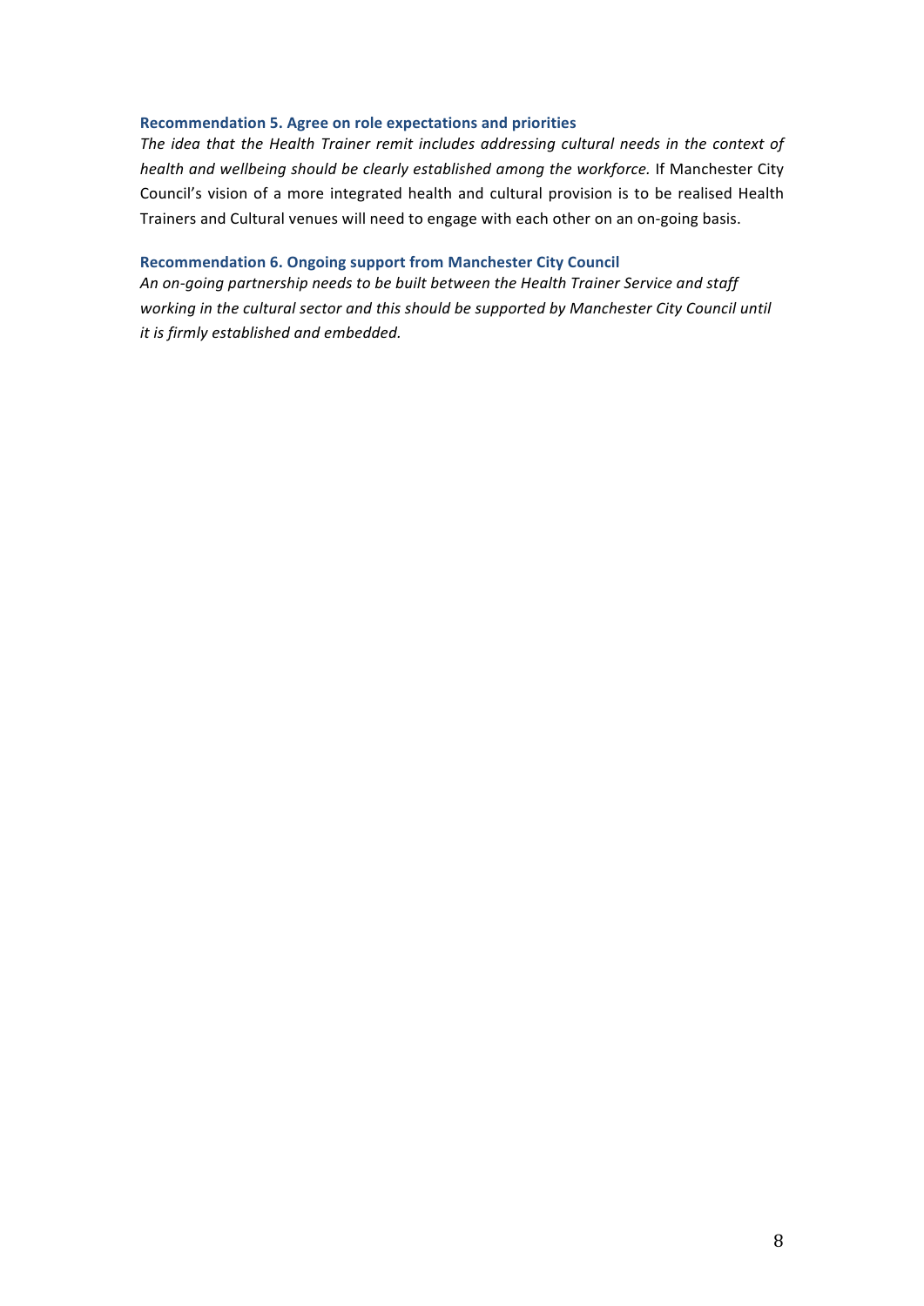### Recommendation 5. Agree on role expectations and priorities

*The idea that the Health Trainer remit includes addressing cultural needs in the context of health and wellbeing should be clearly established among the workforce.* If Manchester City Council's vision of a more integrated health and cultural provision is to be realised Health Trainers and Cultural venues will need to engage with each other on an on-going basis.

### Recommendation 6. Ongoing support from Manchester City Council

*An on-going partnership needs to be built between the Health Trainer Service and staff working in the cultural sector and this should be supported by Manchester City Council until it is firmly established and embedded.*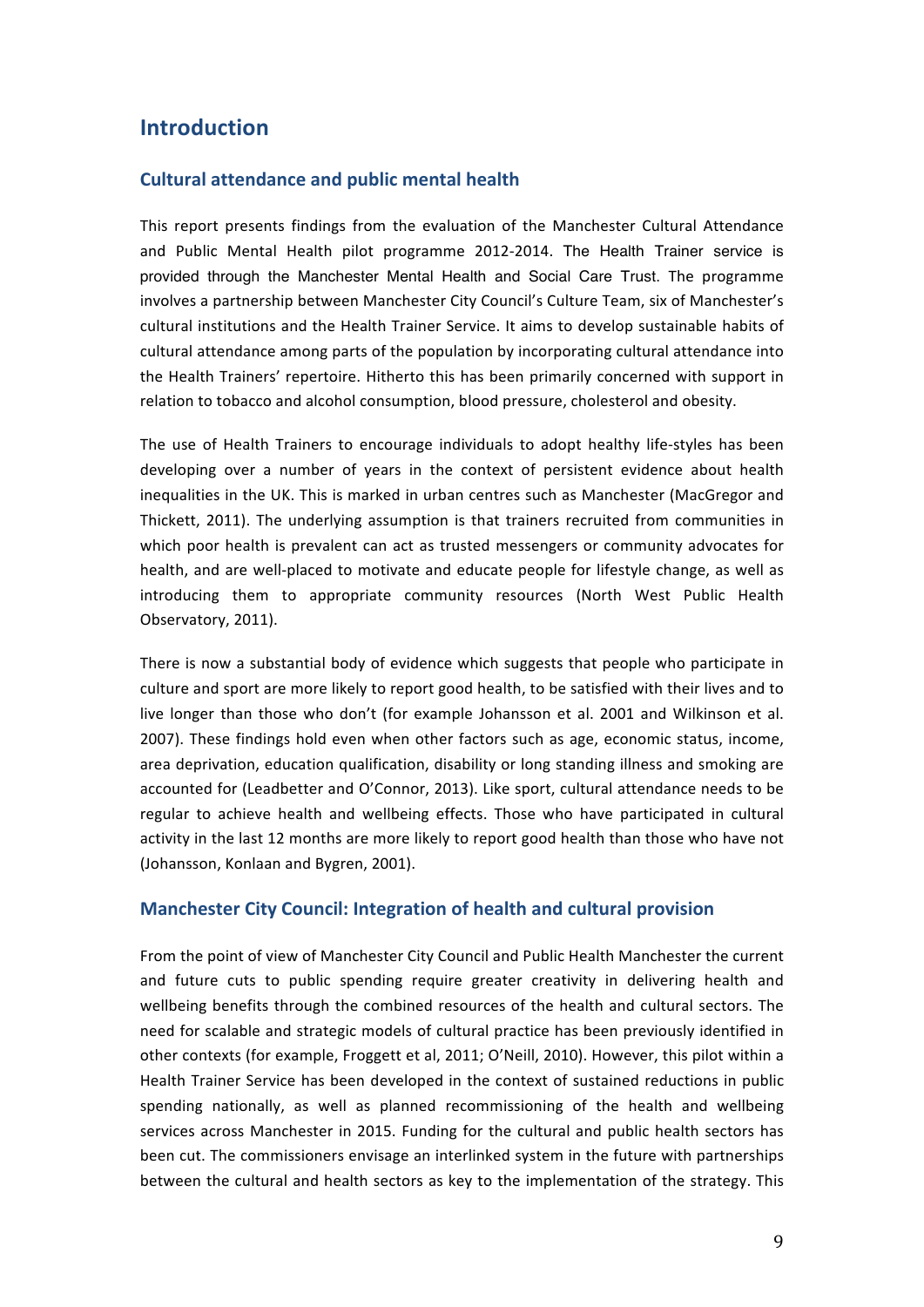# Introduction

## Cultural attendance and public mental health

This report presents findings from the evaluation of the Manchester Cultural Attendance and Public Mental Health pilot programme 2012-2014. The Health Trainer service is provided through the Manchester Mental Health and Social Care Trust. The programme involves a partnership between Manchester City Council's Culture Team, six of Manchester's cultural institutions and the Health Trainer Service. It aims to develop sustainable habits of cultural attendance among parts of the population by incorporating cultural attendance into the Health Trainers' repertoire. Hitherto this has been primarily concerned with support in relation to tobacco and alcohol consumption, blood pressure, cholesterol and obesity.

The use of Health Trainers to encourage individuals to adopt healthy life-styles has been developing over a number of years in the context of persistent evidence about health inequalities in the UK. This is marked in urban centres such as Manchester (MacGregor and Thickett, 2011). The underlying assumption is that trainers recruited from communities in which poor health is prevalent can act as trusted messengers or community advocates for health, and are well-placed to motivate and educate people for lifestyle change, as well as introducing them to appropriate community resources (North West Public Health Observatory, 2011).

There is now a substantial body of evidence which suggests that people who participate in culture and sport are more likely to report good health, to be satisfied with their lives and to live longer than those who don't (for example Johansson et al. 2001 and Wilkinson et al. 2007). These findings hold even when other factors such as age, economic status, income, area deprivation, education qualification, disability or long standing illness and smoking are accounted for (Leadbetter and O'Connor, 2013). Like sport, cultural attendance needs to be regular to achieve health and wellbeing effects. Those who have participated in cultural activity in the last 12 months are more likely to report good health than those who have not (Johansson, Konlaan and Bygren, 2001).

## Manchester City Council: Integration of health and cultural provision

From the point of view of Manchester City Council and Public Health Manchester the current and future cuts to public spending require greater creativity in delivering health and wellbeing benefits through the combined resources of the health and cultural sectors. The need for scalable and strategic models of cultural practice has been previously identified in other contexts (for example, Froggett et al, 2011; O'Neill, 2010). However, this pilot within a Health Trainer Service has been developed in the context of sustained reductions in public spending nationally, as well as planned recommissioning of the health and wellbeing services across Manchester in 2015. Funding for the cultural and public health sectors has been cut. The commissioners envisage an interlinked system in the future with partnerships between the cultural and health sectors as key to the implementation of the strategy. This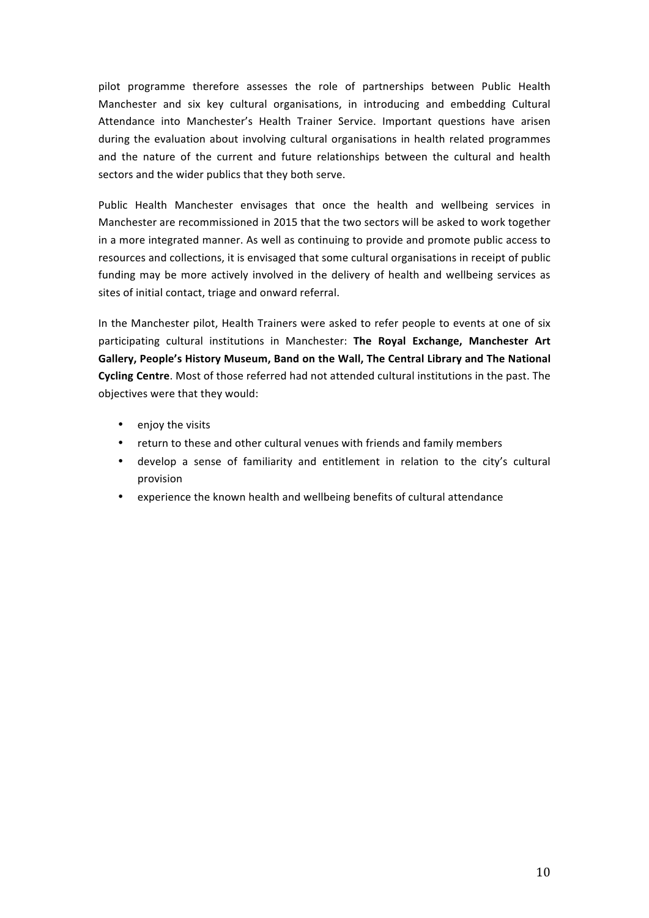pilot programme therefore assesses the role of partnerships between Public Health Manchester and six key cultural organisations, in introducing and embedding Cultural Attendance into Manchester's Health Trainer Service. Important questions have arisen during the evaluation about involving cultural organisations in health related programmes and the nature of the current and future relationships between the cultural and health sectors and the wider publics that they both serve.

Public Health Manchester envisages that once the health and wellbeing services in Manchester are recommissioned in 2015 that the two sectors will be asked to work together in a more integrated manner. As well as continuing to provide and promote public access to resources and collections, it is envisaged that some cultural organisations in receipt of public funding may be more actively involved in the delivery of health and wellbeing services as sites of initial contact, triage and onward referral.

In the Manchester pilot, Health Trainers were asked to refer people to events at one of six participating cultural institutions in Manchester: **The Royal Exchange, Manchester Art Gallery, People's History Museum, Band on the Wall, The Central Library and The National Cycling Centre**. Most of those referred had not attended cultural institutions in the past. The objectives were that they would:

- enjoy the visits
- return to these and other cultural venues with friends and family members
- develop a sense of familiarity and entitlement in relation to the city's cultural provision
- experience the known health and wellbeing benefits of cultural attendance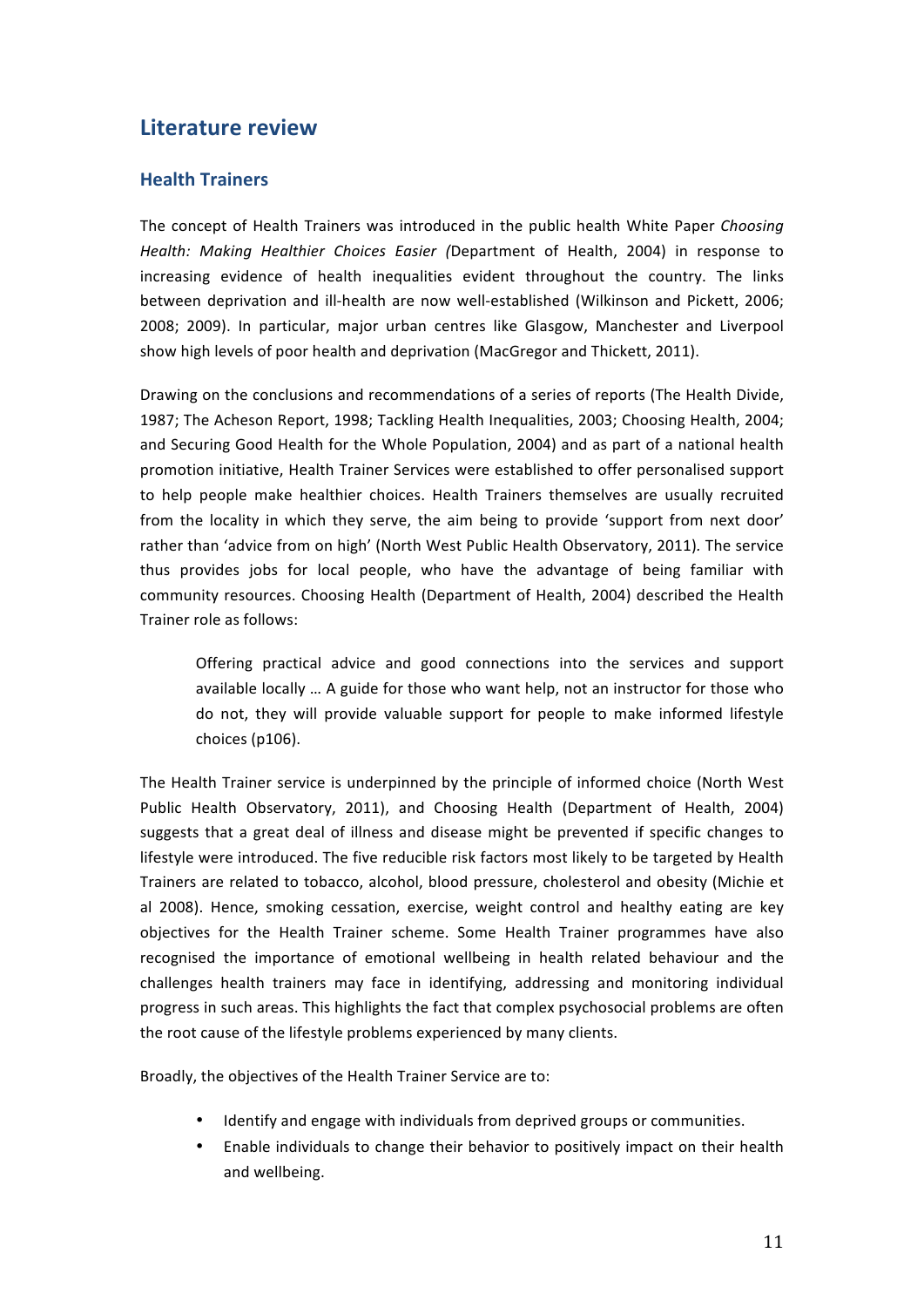## Literature review

### Health Trainers

The concept of Health Trainers was introduced in the public health White Paper *Choosing Health: Making Healthier Choices Easier (*Department of Health, 2004) in response to increasing evidence of health inequalities evident throughout the country. The links between deprivation and ill-health are now well-established (Wilkinson and Pickett, 2006; 2008; 2009). In particular, major urban centres like Glasgow, Manchester and Liverpool show high levels of poor health and deprivation (MacGregor and Thickett, 2011).

Drawing on the conclusions and recommendations of a series of reports (The Health Divide, 1987; The Acheson Report, 1998; Tackling Health Inequalities, 2003; Choosing Health, 2004; and Securing Good Health for the Whole Population, 2004) and as part of a national health promotion initiative, Health Trainer Services were established to offer personalised support to help people make healthier choices. Health Trainers themselves are usually recruited from the locality in which they serve, the aim being to provide 'support from next door' rather than 'advice from on high' (North West Public Health Observatory, 2011). The service thus provides jobs for local people, who have the advantage of being familiar with community resources. Choosing Health (Department of Health, 2004) described the Health Trainer role as follows:

> Offering practical advice and good connections into the services and support available locally … A guide for those who want help, not an instructor for those who do not, they will provide valuable support for people to make informed lifestyle choices (p106).

The Health Trainer service is underpinned by the principle of informed choice (North West Public Health Observatory, 2011), and Choosing Health (Department of Health, 2004) suggests that a great deal of illness and disease might be prevented if specific changes to lifestyle were introduced. The five reducible risk factors most likely to be targeted by Health Trainers are related to tobacco, alcohol, blood pressure, cholesterol and obesity (Michie et al 2008). Hence, smoking cessation, exercise, weight control and healthy eating are key objectives for the Health Trainer scheme. Some Health Trainer programmes have also recognised the importance of emotional wellbeing in health related behaviour and the challenges health trainers may face in identifying, addressing and monitoring individual progress in such areas. This highlights the fact that complex psychosocial problems are often the root cause of the lifestyle problems experienced by many clients.

Broadly, the objectives of the Health Trainer Service are to:

- Identify and engage with individuals from deprived groups or communities.
- Enable individuals to change their behavior to positively impact on their health and wellbeing.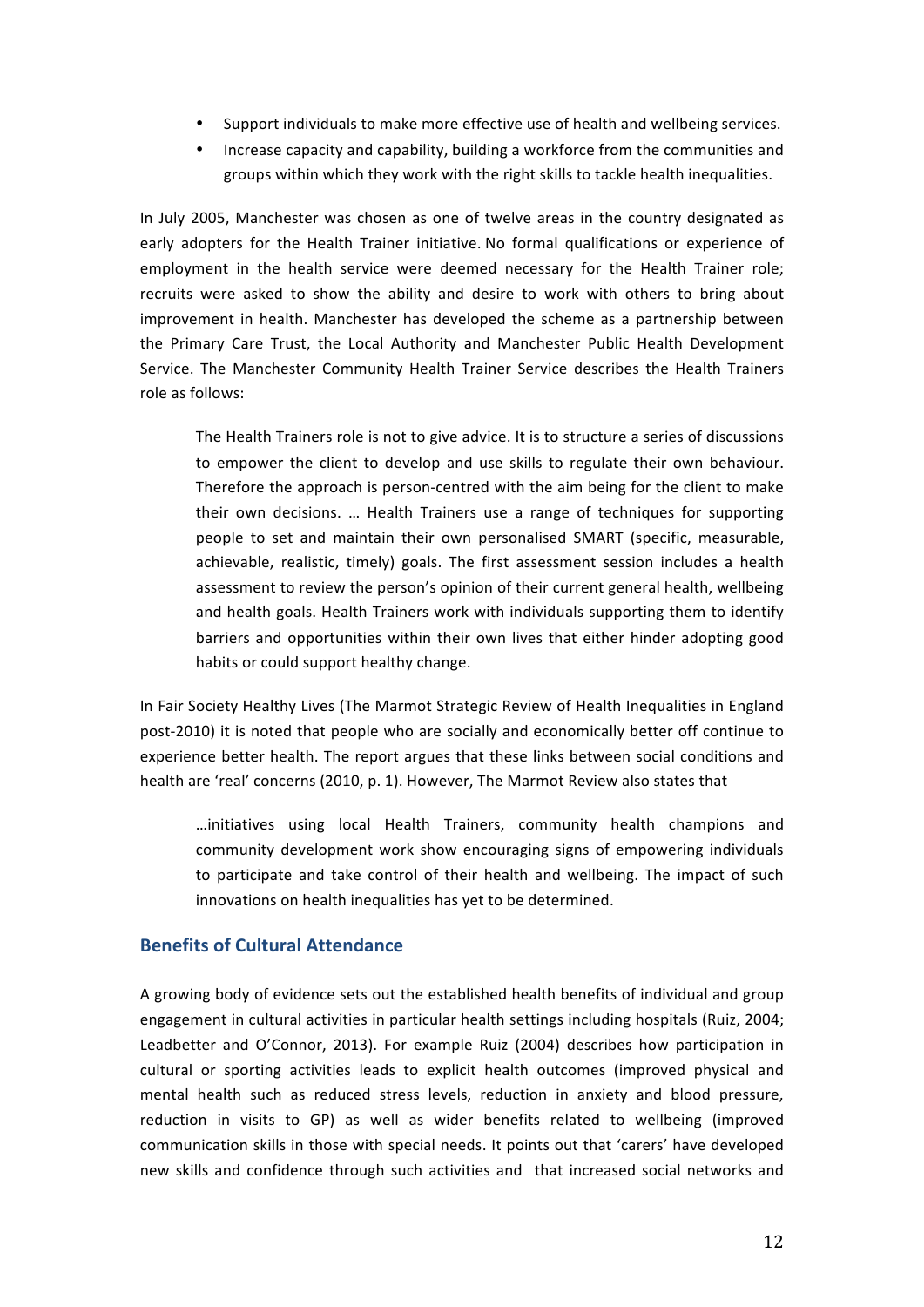- Support individuals to make more effective use of health and wellbeing services.
- Increase capacity and capability, building a workforce from the communities and groups within which they work with the right skills to tackle health inequalities.

In July 2005, Manchester was chosen as one of twelve areas in the country designated as early adopters for the Health Trainer initiative. No formal qualifications or experience of employment in the health service were deemed necessary for the Health Trainer role; recruits were asked to show the ability and desire to work with others to bring about improvement in health. Manchester has developed the scheme as a partnership between the Primary Care Trust, the Local Authority and Manchester Public Health Development Service. The Manchester Community Health Trainer Service describes the Health Trainers role as follows:

> The Health Trainers role is not to give advice. It is to structure a series of discussions to empower the client to develop and use skills to regulate their own behaviour. Therefore the approach is person-centred with the aim being for the client to make their own decisions. … Health Trainers use a range of techniques for supporting people to set and maintain their own personalised SMART (specific, measurable, achievable, realistic, timely) goals. The first assessment session includes a health assessment to review the person's opinion of their current general health, wellbeing and health goals. Health Trainers work with individuals supporting them to identify barriers and opportunities within their own lives that either hinder adopting good habits or could support healthy change.

In Fair Society Healthy Lives (The Marmot Strategic Review of Health Inequalities in England post-2010) it is noted that people who are socially and economically better off continue to experience better health. The report argues that these links between social conditions and health are 'real' concerns (2010, p. 1). However, The Marmot Review also states that

> …initiatives using local Health Trainers, community health champions and community development work show encouraging signs of empowering individuals to participate and take control of their health and wellbeing. The impact of such innovations on health inequalities has yet to be determined.

## Benefits of Cultural Attendance

A growing body of evidence sets out the established health benefits of individual and group engagement in cultural activities in particular health settings including hospitals (Ruiz, 2004; Leadbetter and O'Connor, 2013). For example Ruiz (2004) describes how participation in cultural or sporting activities leads to explicit health outcomes (improved physical and mental health such as reduced stress levels, reduction in anxiety and blood pressure, reduction in visits to GP) as well as wider benefits related to wellbeing (improved communication skills in those with special needs. It points out that 'carers' have developed new skills and confidence through such activities and that increased social networks and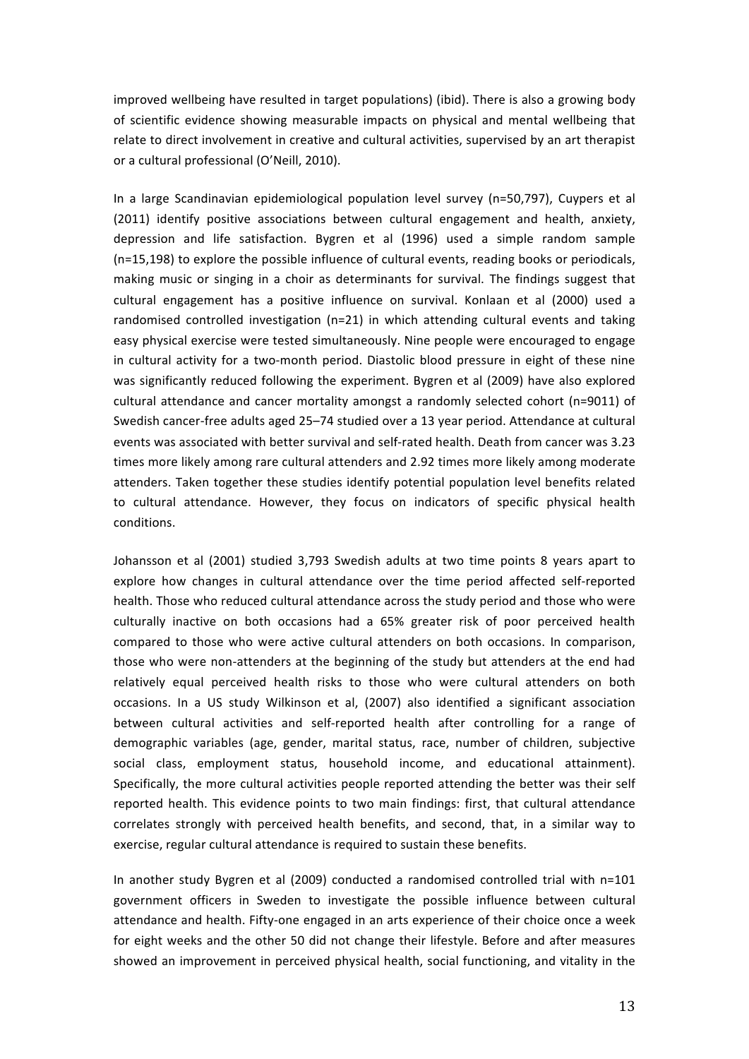improved wellbeing have resulted in target populations) (ibid). There is also a growing body of scientific evidence showing measurable impacts on physical and mental wellbeing that relate to direct involvement in creative and cultural activities, supervised by an art therapist or a cultural professional (O'Neill, 2010).

In a large Scandinavian epidemiological population level survey (n=50,797), Cuypers et al (2011) identify positive associations between cultural engagement and health, anxiety, depression and life satisfaction. Bygren et al (1996) used a simple random sample (n=15,198) to explore the possible influence of cultural events, reading books or periodicals, making music or singing in a choir as determinants for survival. The findings suggest that cultural engagement has a positive influence on survival. Konlaan et al (2000) used a randomised controlled investigation (n=21) in which attending cultural events and taking easy physical exercise were tested simultaneously. Nine people were encouraged to engage in cultural activity for a two-month period. Diastolic blood pressure in eight of these nine was significantly reduced following the experiment. Bygren et al (2009) have also explored cultural attendance and cancer mortality amongst a randomly selected cohort (n=9011) of Swedish cancer-free adults aged 25–74 studied over a 13 year period. Attendance at cultural events was associated with better survival and self-rated health. Death from cancer was 3.23 times more likely among rare cultural attenders and 2.92 times more likely among moderate attenders. Taken together these studies identify potential population level benefits related to cultural attendance. However, they focus on indicators of specific physical health conditions.

Johansson et al (2001) studied 3,793 Swedish adults at two time points 8 years apart to explore how changes in cultural attendance over the time period affected self-reported health. Those who reduced cultural attendance across the study period and those who were culturally inactive on both occasions had a 65% greater risk of poor perceived health compared to those who were active cultural attenders on both occasions. In comparison, those who were non-attenders at the beginning of the study but attenders at the end had relatively equal perceived health risks to those who were cultural attenders on both occasions. In a US study Wilkinson et al, (2007) also identified a significant association between cultural activities and self-reported health after controlling for a range of demographic variables (age, gender, marital status, race, number of children, subjective social class, employment status, household income, and educational attainment). Specifically, the more cultural activities people reported attending the better was their self reported health. This evidence points to two main findings: first, that cultural attendance correlates strongly with perceived health benefits, and second, that, in a similar way to exercise, regular cultural attendance is required to sustain these benefits.

In another study Bygren et al (2009) conducted a randomised controlled trial with n=101 government officers in Sweden to investigate the possible influence between cultural attendance and health. Fifty-one engaged in an arts experience of their choice once a week for eight weeks and the other 50 did not change their lifestyle. Before and after measures showed an improvement in perceived physical health, social functioning, and vitality in the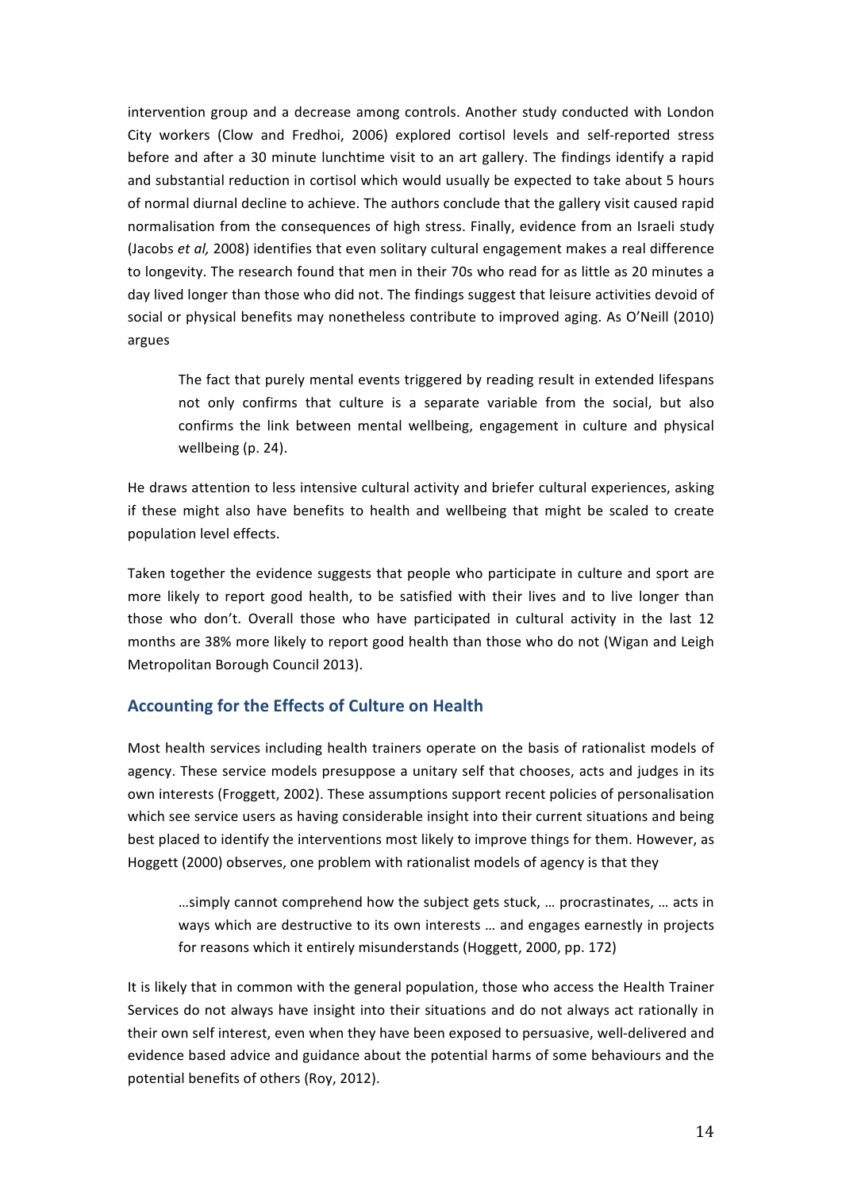intervention group and a decrease among controls. Another study conducted with London City workers (Clow and Fredhoi, 2006) explored cortisol levels and self-reported stress before and after a 30 minute lunchtime visit to an art gallery. The findings identify a rapid and substantial reduction in cortisol which would usually be expected to take about 5 hours of normal diurnal decline to achieve. The authors conclude that the gallery visit caused rapid normalisation from the consequences of high stress. Finally, evidence from an Israeli study (Jacobs *et al,* 2008) identifies that even solitary cultural engagement makes a real difference to longevity. The research found that men in their 70s who read for as little as 20 minutes a day lived longer than those who did not. The findings suggest that leisure activities devoid of social or physical benefits may nonetheless contribute to improved aging. As O'Neill (2010) argues

> The fact that purely mental events triggered by reading result in extended lifespans not only confirms that culture is a separate variable from the social, but also confirms the link between mental wellbeing, engagement in culture and physical wellbeing (p. 24).

He draws attention to less intensive cultural activity and briefer cultural experiences, asking if these might also have benefits to health and wellbeing that might be scaled to create population level effects.

Taken together the evidence suggests that people who participate in culture and sport are more likely to report good health, to be satisfied with their lives and to live longer than those who don't. Overall those who have participated in cultural activity in the last 12 months are 38% more likely to report good health than those who do not (Wigan and Leigh Metropolitan Borough Council 2013).

## Accounting for the Effects of Culture on Health

Most health services including health trainers operate on the basis of rationalist models of agency. These service models presuppose a unitary self that chooses, acts and judges in its own interests (Froggett, 2002). These assumptions support recent policies of personalisation which see service users as having considerable insight into their current situations and being best placed to identify the interventions most likely to improve things for them. However, as Hoggett (2000) observes, one problem with rationalist models of agency is that they

> …simply cannot comprehend how the subject gets stuck, … procrastinates, … acts in ways which are destructive to its own interests … and engages earnestly in projects for reasons which it entirely misunderstands (Hoggett, 2000, pp. 172)

It is likely that in common with the general population, those who access the Health Trainer Services do not always have insight into their situations and do not always act rationally in their own self interest, even when they have been exposed to persuasive, well-delivered and evidence based advice and guidance about the potential harms of some behaviours and the potential benefits of others (Roy, 2012).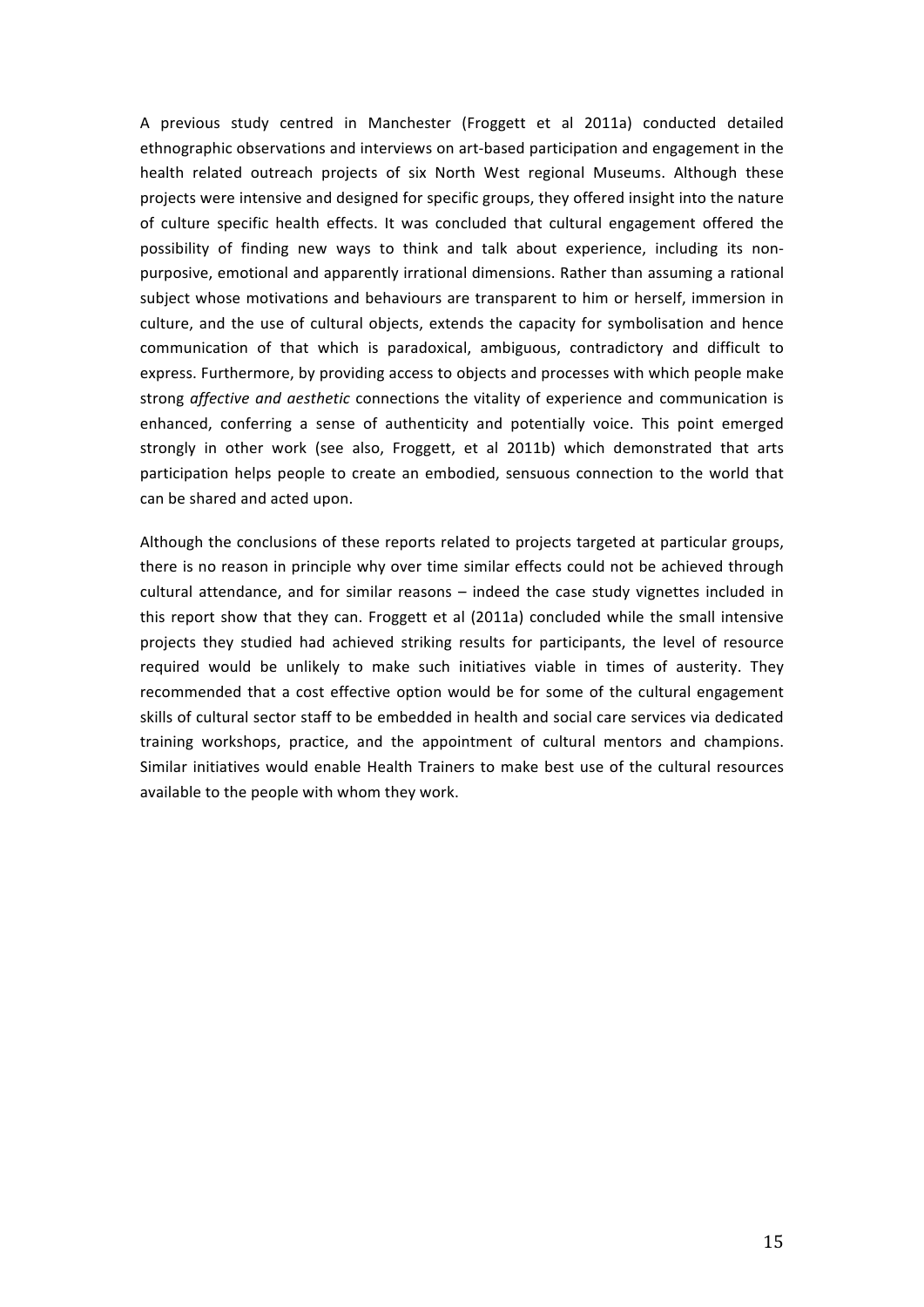A previous study centred in Manchester (Froggett et al 2011a) conducted detailed ethnographic observations and interviews on art-based participation and engagement in the health related outreach projects of six North West regional Museums. Although these projects were intensive and designed for specific groups, they offered insight into the nature of culture specific health effects. It was concluded that cultural engagement offered the possibility of finding new ways to think and talk about experience, including its non-purposive, emotional and apparently irrational dimensions. Rather than assuming a rational subject whose motivations and behaviours are transparent to him or herself, immersion in culture, and the use of cultural objects, extends the capacity for symbolisation and hence communication of that which is paradoxical, ambiguous, contradictory and difficult to express. Furthermore, by providing access to objects and processes with which people make strong *affective and aesthetic* connections the vitality of experience and communication is enhanced, conferring a sense of authenticity and potentially voice. This point emerged strongly in other work (see also, Froggett, et al 2011b) which demonstrated that arts participation helps people to create an embodied, sensuous connection to the world that can be shared and acted upon.

Although the conclusions of these reports related to projects targeted at particular groups, there is no reason in principle why over time similar effects could not be achieved through cultural attendance, and for similar reasons – indeed the case study vignettes included in this report show that they can. Froggett et al (2011a) concluded while the small intensive projects they studied had achieved striking results for participants, the level of resource required would be unlikely to make such initiatives viable in times of austerity. They recommended that a cost effective option would be for some of the cultural engagement skills of cultural sector staff to be embedded in health and social care services via dedicated training workshops, practice, and the appointment of cultural mentors and champions. Similar initiatives would enable Health Trainers to make best use of the cultural resources available to the people with whom they work.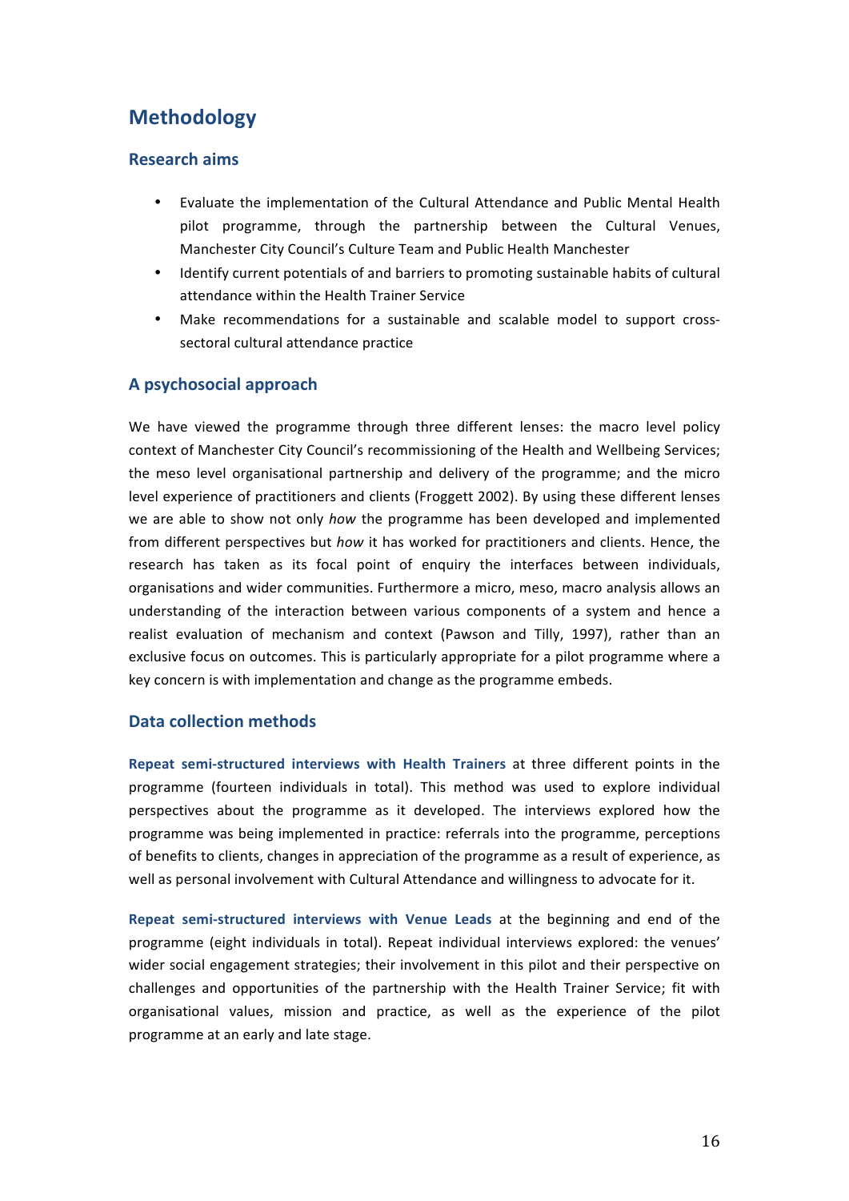# Methodology

## Research aims

- Evaluate the implementation of the Cultural Attendance and Public Mental Health pilot programme, through the partnership between the Cultural Venues, Manchester City Council's Culture Team and Public Health Manchester
- Identify current potentials of and barriers to promoting sustainable habits of cultural attendance within the Health Trainer Service
- Make recommendations for a sustainable and scalable model to support cross-sectoral cultural attendance practice

## A psychosocial approach

We have viewed the programme through three different lenses: the macro level policy context of Manchester City Council's recommissioning of the Health and Wellbeing Services; the meso level organisational partnership and delivery of the programme; and the micro level experience of practitioners and clients (Froggett 2002). By using these different lenses we are able to show not only *how* the programme has been developed and implemented from different perspectives but *how* it has worked for practitioners and clients. Hence, the research has taken as its focal point of enquiry the interfaces between individuals, organisations and wider communities. Furthermore a micro, meso, macro analysis allows an understanding of the interaction between various components of a system and hence a realist evaluation of mechanism and context (Pawson and Tilly, 1997), rather than an exclusive focus on outcomes. This is particularly appropriate for a pilot programme where a key concern is with implementation and change as the programme embeds.

## Data collection methods

**Repeat semi-structured interviews with Health Trainers** at three different points in the programme (fourteen individuals in total). This method was used to explore individual perspectives about the programme as it developed. The interviews explored how the programme was being implemented in practice: referrals into the programme, perceptions of benefits to clients, changes in appreciation of the programme as a result of experience, as well as personal involvement with Cultural Attendance and willingness to advocate for it.

**Repeat semi-structured interviews with Venue Leads** at the beginning and end of the programme (eight individuals in total). Repeat individual interviews explored: the venues' wider social engagement strategies; their involvement in this pilot and their perspective on challenges and opportunities of the partnership with the Health Trainer Service; fit with organisational values, mission and practice, as well as the experience of the pilot programme at an early and late stage.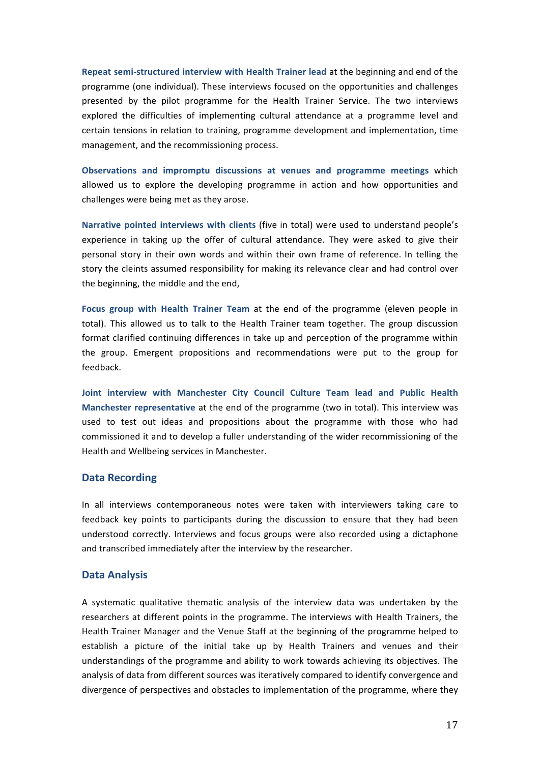**Repeat semi-structured interview with Health Trainer lead** at the beginning and end of the programme (one individual). These interviews focused on the opportunities and challenges presented by the pilot programme for the Health Trainer Service. The two interviews explored the difficulties of implementing cultural attendance at a programme level and certain tensions in relation to training, programme development and implementation, time management, and the recommissioning process.

**Observations and impromptu discussions at venues and programme meetings** which allowed us to explore the developing programme in action and how opportunities and challenges were being met as they arose.

**Narrative pointed interviews with clients** (five in total) were used to understand people's experience in taking up the offer of cultural attendance. They were asked to give their personal story in their own words and within their own frame of reference. In telling the story the cleints assumed responsibility for making its relevance clear and had control over the beginning, the middle and the end,

**Focus group with Health Trainer Team** at the end of the programme (eleven people in total). This allowed us to talk to the Health Trainer team together. The group discussion format clarified continuing differences in take up and perception of the programme within the group. Emergent propositions and recommendations were put to the group for feedback.

**Joint interview with Manchester City Council Culture Team lead and Public Health Manchester representative** at the end of the programme (two in total). This interview was used to test out ideas and propositions about the programme with those who had commissioned it and to develop a fuller understanding of the wider recommissioning of the Health and Wellbeing services in Manchester.

## Data Recording

In all interviews contemporaneous notes were taken with interviewers taking care to feedback key points to participants during the discussion to ensure that they had been understood correctly. Interviews and focus groups were also recorded using a dictaphone and transcribed immediately after the interview by the researcher.

## Data Analysis

A systematic qualitative thematic analysis of the interview data was undertaken by the researchers at different points in the programme. The interviews with Health Trainers, the Health Trainer Manager and the Venue Staff at the beginning of the programme helped to establish a picture of the initial take up by Health Trainers and venues and their understandings of the programme and ability to work towards achieving its objectives. The analysis of data from different sources was iteratively compared to identify convergence and divergence of perspectives and obstacles to implementation of the programme, where they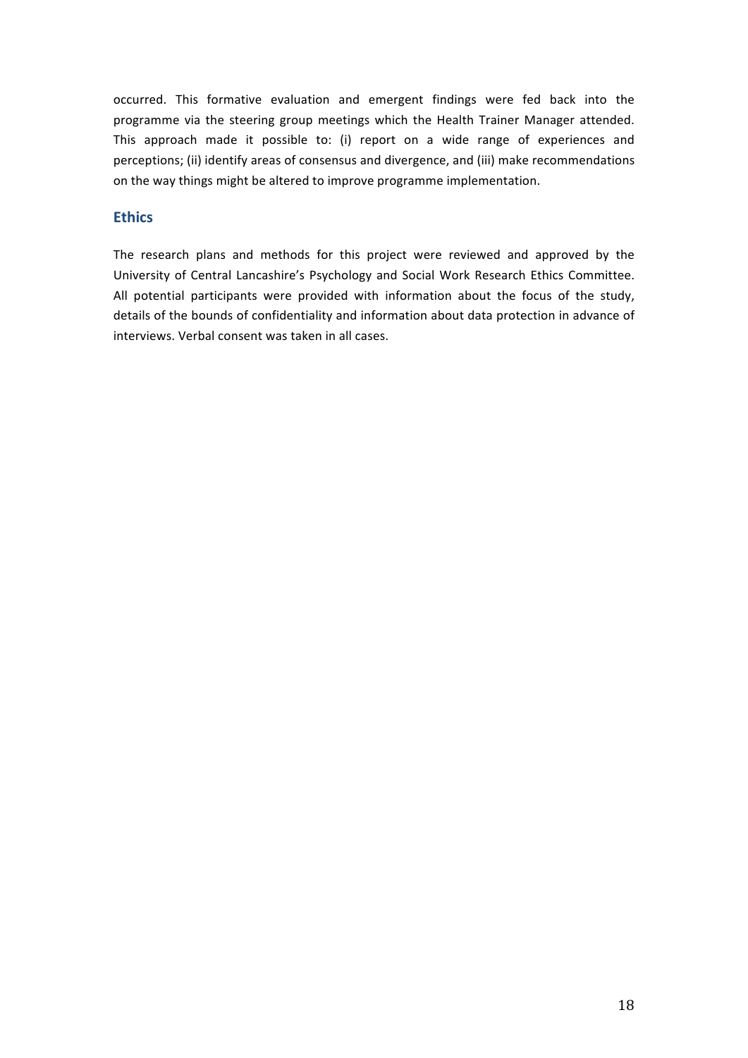occurred. This formative evaluation and emergent findings were fed back into the programme via the steering group meetings which the Health Trainer Manager attended. This approach made it possible to: (i) report on a wide range of experiences and perceptions; (ii) identify areas of consensus and divergence, and (iii) make recommendations on the way things might be altered to improve programme implementation.

## Ethics

The research plans and methods for this project were reviewed and approved by the University of Central Lancashire's Psychology and Social Work Research Ethics Committee. All potential participants were provided with information about the focus of the study, details of the bounds of confidentiality and information about data protection in advance of interviews. Verbal consent was taken in all cases.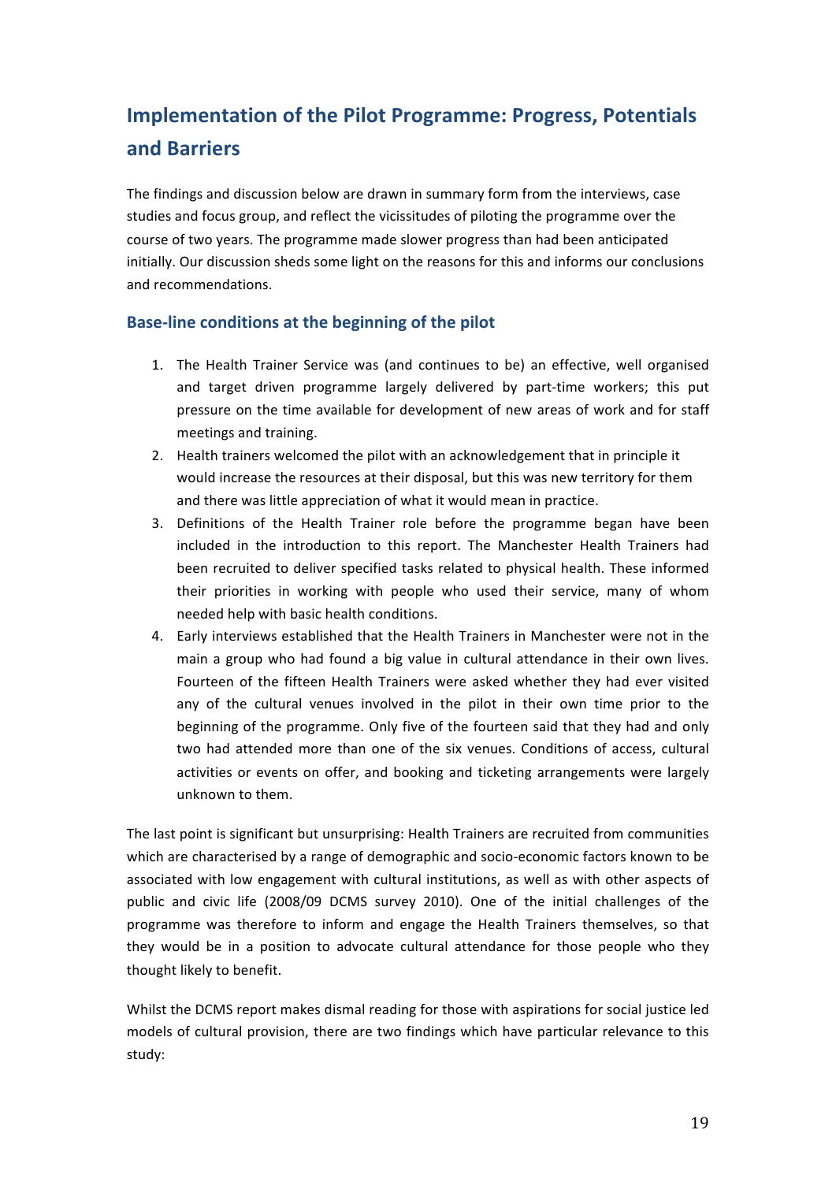## Implementation of the Pilot Programme: Progress, Potentials and Barriers

The findings and discussion below are drawn in summary form from the interviews, case studies and focus group, and reflect the vicissitudes of piloting the programme over the course of two years. The programme made slower progress than had been anticipated initially. Our discussion sheds some light on the reasons for this and informs our conclusions and recommendations.

### Base-line conditions at the beginning of the pilot

1. The Health Trainer Service was (and continues to be) an effective, well organised and target driven programme largely delivered by part-time workers; this put pressure on the time available for development of new areas of work and for staff meetings and training.
2. Health trainers welcomed the pilot with an acknowledgement that in principle it would increase the resources at their disposal, but this was new territory for them and there was little appreciation of what it would mean in practice.
3. Definitions of the Health Trainer role before the programme began have been included in the introduction to this report. The Manchester Health Trainers had been recruited to deliver specified tasks related to physical health. These informed their priorities in working with people who used their service, many of whom needed help with basic health conditions.
4. Early interviews established that the Health Trainers in Manchester were not in the main a group who had found a big value in cultural attendance in their own lives. Fourteen of the fifteen Health Trainers were asked whether they had ever visited any of the cultural venues involved in the pilot in their own time prior to the beginning of the programme. Only five of the fourteen said that they had and only two had attended more than one of the six venues. Conditions of access, cultural activities or events on offer, and booking and ticketing arrangements were largely unknown to them.

The last point is significant but unsurprising: Health Trainers are recruited from communities which are characterised by a range of demographic and socio-economic factors known to be associated with low engagement with cultural institutions, as well as with other aspects of public and civic life (2008/09 DCMS survey 2010). One of the initial challenges of the programme was therefore to inform and engage the Health Trainers themselves, so that they would be in a position to advocate cultural attendance for those people who they thought likely to benefit.

Whilst the DCMS report makes dismal reading for those with aspirations for social justice led models of cultural provision, there are two findings which have particular relevance to this study: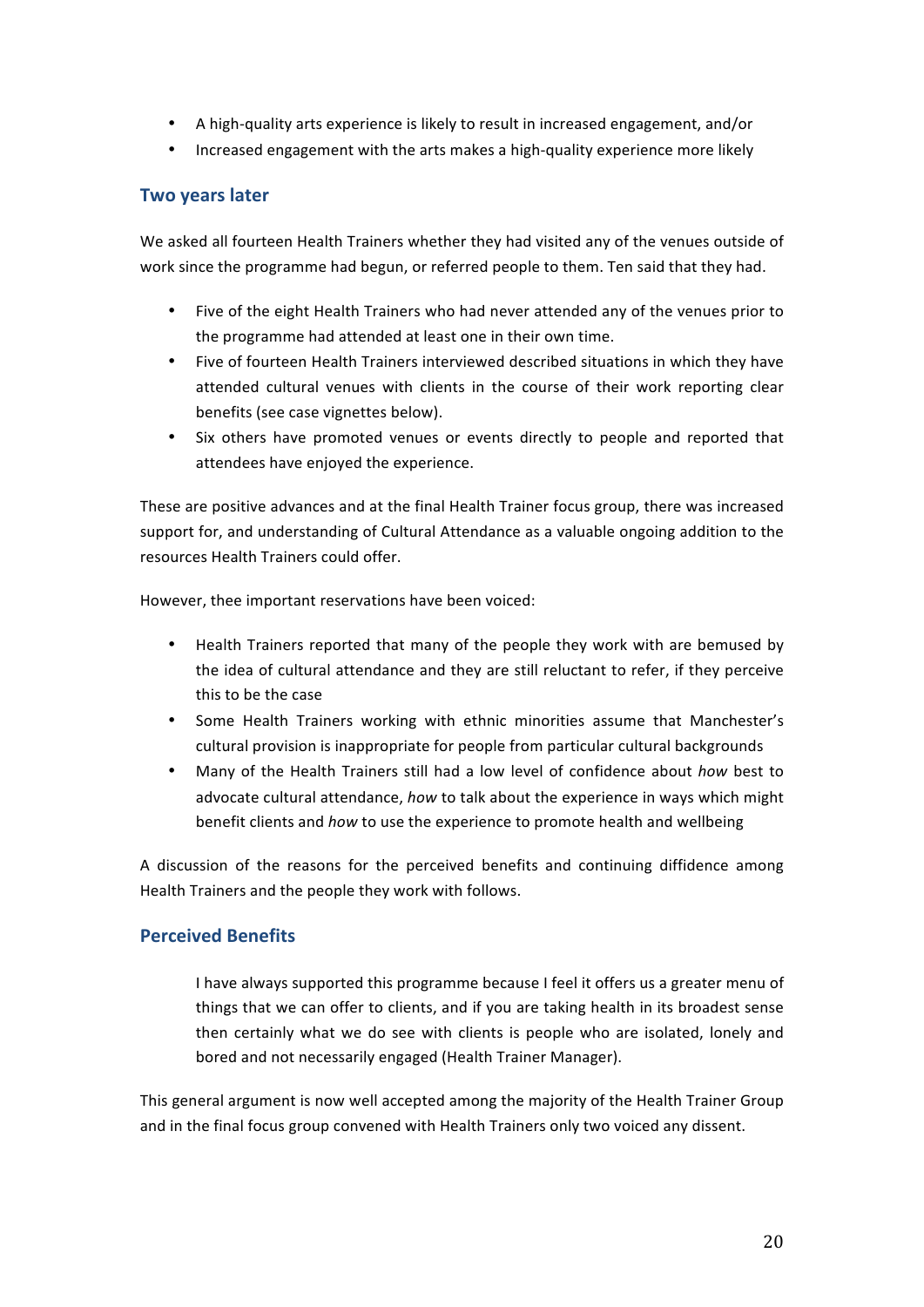- A high-quality arts experience is likely to result in increased engagement, and/or
- Increased engagement with the arts makes a high-quality experience more likely

## Two years later

We asked all fourteen Health Trainers whether they had visited any of the venues outside of work since the programme had begun, or referred people to them. Ten said that they had.

- Five of the eight Health Trainers who had never attended any of the venues prior to the programme had attended at least one in their own time.
- Five of fourteen Health Trainers interviewed described situations in which they have attended cultural venues with clients in the course of their work reporting clear benefits (see case vignettes below).
- Six others have promoted venues or events directly to people and reported that attendees have enjoyed the experience.

These are positive advances and at the final Health Trainer focus group, there was increased support for, and understanding of Cultural Attendance as a valuable ongoing addition to the resources Health Trainers could offer.

However, thee important reservations have been voiced:

- Health Trainers reported that many of the people they work with are bemused by the idea of cultural attendance and they are still reluctant to refer, if they perceive this to be the case
- Some Health Trainers working with ethnic minorities assume that Manchester's cultural provision is inappropriate for people from particular cultural backgrounds
- Many of the Health Trainers still had a low level of confidence about *how* best to advocate cultural attendance, *how* to talk about the experience in ways which might benefit clients and *how* to use the experience to promote health and wellbeing

A discussion of the reasons for the perceived benefits and continuing diffidence among Health Trainers and the people they work with follows.

## Perceived Benefits

> I have always supported this programme because I feel it offers us a greater menu of things that we can offer to clients, and if you are taking health in its broadest sense then certainly what we do see with clients is people who are isolated, lonely and bored and not necessarily engaged (Health Trainer Manager).

This general argument is now well accepted among the majority of the Health Trainer Group and in the final focus group convened with Health Trainers only two voiced any dissent.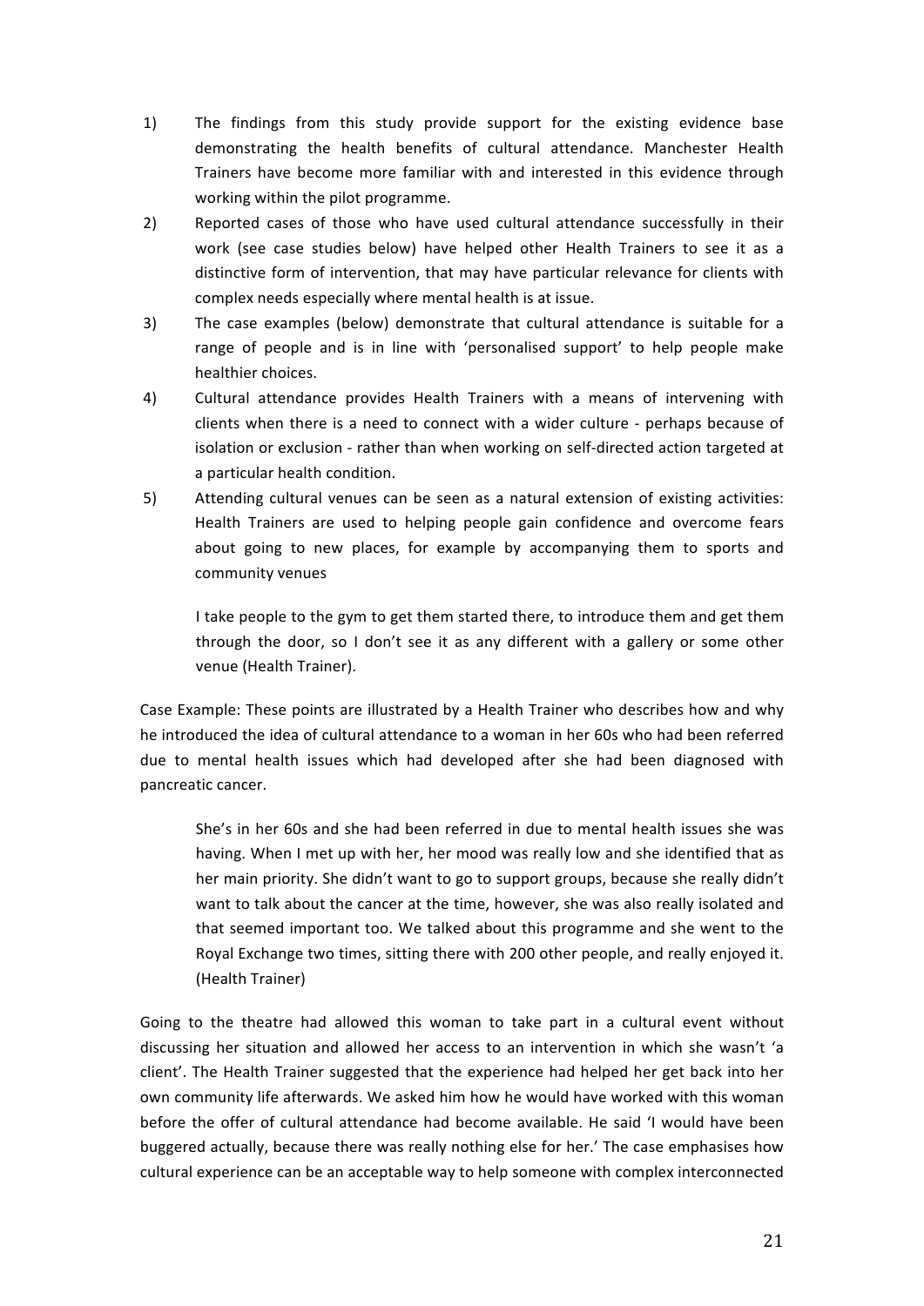1) The findings from this study provide support for the existing evidence base demonstrating the health benefits of cultural attendance. Manchester Health Trainers have become more familiar with and interested in this evidence through working within the pilot programme.
2) Reported cases of those who have used cultural attendance successfully in their work (see case studies below) have helped other Health Trainers to see it as a distinctive form of intervention, that may have particular relevance for clients with complex needs especially where mental health is at issue.
3) The case examples (below) demonstrate that cultural attendance is suitable for a range of people and is in line with 'personalised support' to help people make healthier choices.
4) Cultural attendance provides Health Trainers with a means of intervening with clients when there is a need to connect with a wider culture - perhaps because of isolation or exclusion - rather than when working on self-directed action targeted at a particular health condition.
5) Attending cultural venues can be seen as a natural extension of existing activities: Health Trainers are used to helping people gain confidence and overcome fears about going to new places, for example by accompanying them to sports and community venues

> I take people to the gym to get them started there, to introduce them and get them through the door, so I don't see it as any different with a gallery or some other venue (Health Trainer).

Case Example: These points are illustrated by a Health Trainer who describes how and why he introduced the idea of cultural attendance to a woman in her 60s who had been referred due to mental health issues which had developed after she had been diagnosed with pancreatic cancer.

> She's in her 60s and she had been referred in due to mental health issues she was having. When I met up with her, her mood was really low and she identified that as her main priority. She didn't want to go to support groups, because she really didn't want to talk about the cancer at the time, however, she was also really isolated and that seemed important too. We talked about this programme and she went to the Royal Exchange two times, sitting there with 200 other people, and really enjoyed it. (Health Trainer)

Going to the theatre had allowed this woman to take part in a cultural event without discussing her situation and allowed her access to an intervention in which she wasn't 'a client'. The Health Trainer suggested that the experience had helped her get back into her own community life afterwards. We asked him how he would have worked with this woman before the offer of cultural attendance had become available. He said 'I would have been buggered actually, because there was really nothing else for her.' The case emphasises how cultural experience can be an acceptable way to help someone with complex interconnected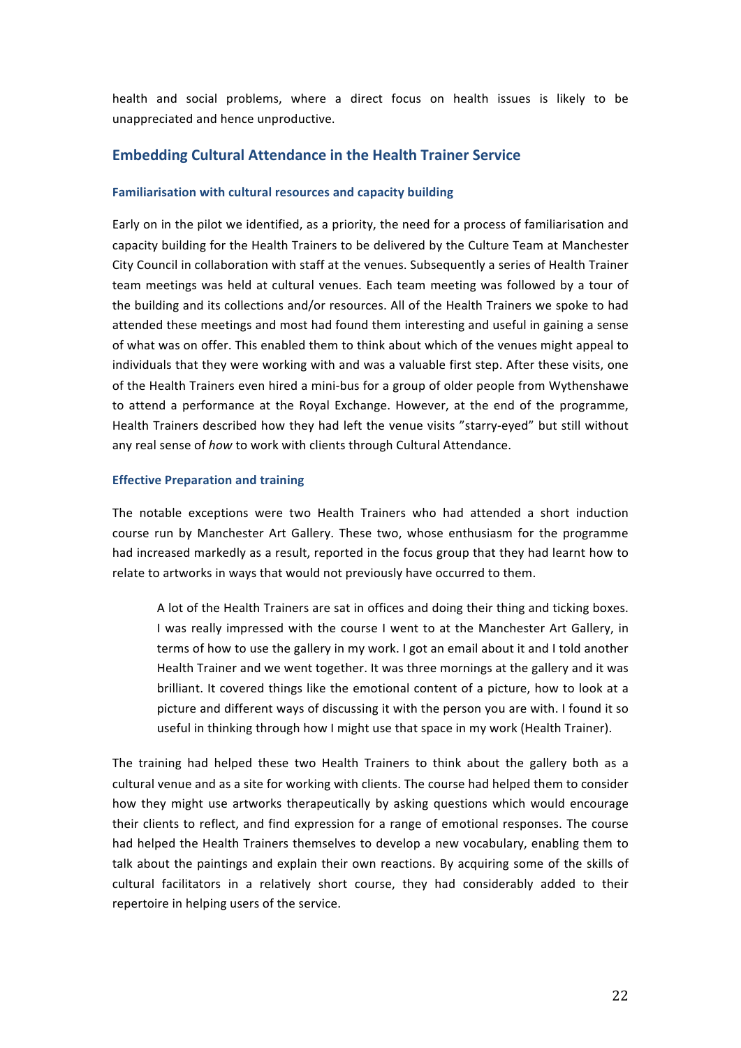health and social problems, where a direct focus on health issues is likely to be unappreciated and hence unproductive.

## Embedding Cultural Attendance in the Health Trainer Service

### Familiarisation with cultural resources and capacity building

Early on in the pilot we identified, as a priority, the need for a process of familiarisation and capacity building for the Health Trainers to be delivered by the Culture Team at Manchester City Council in collaboration with staff at the venues. Subsequently a series of Health Trainer team meetings was held at cultural venues. Each team meeting was followed by a tour of the building and its collections and/or resources. All of the Health Trainers we spoke to had attended these meetings and most had found them interesting and useful in gaining a sense of what was on offer. This enabled them to think about which of the venues might appeal to individuals that they were working with and was a valuable first step. After these visits, one of the Health Trainers even hired a mini-bus for a group of older people from Wythenshawe to attend a performance at the Royal Exchange. However, at the end of the programme, Health Trainers described how they had left the venue visits "starry-eyed" but still without any real sense of *how* to work with clients through Cultural Attendance.

### Effective Preparation and training

The notable exceptions were two Health Trainers who had attended a short induction course run by Manchester Art Gallery. These two, whose enthusiasm for the programme had increased markedly as a result, reported in the focus group that they had learnt how to relate to artworks in ways that would not previously have occurred to them.

> A lot of the Health Trainers are sat in offices and doing their thing and ticking boxes. I was really impressed with the course I went to at the Manchester Art Gallery, in terms of how to use the gallery in my work. I got an email about it and I told another Health Trainer and we went together. It was three mornings at the gallery and it was brilliant. It covered things like the emotional content of a picture, how to look at a picture and different ways of discussing it with the person you are with. I found it so useful in thinking through how I might use that space in my work (Health Trainer).

The training had helped these two Health Trainers to think about the gallery both as a cultural venue and as a site for working with clients. The course had helped them to consider how they might use artworks therapeutically by asking questions which would encourage their clients to reflect, and find expression for a range of emotional responses. The course had helped the Health Trainers themselves to develop a new vocabulary, enabling them to talk about the paintings and explain their own reactions. By acquiring some of the skills of cultural facilitators in a relatively short course, they had considerably added to their repertoire in helping users of the service.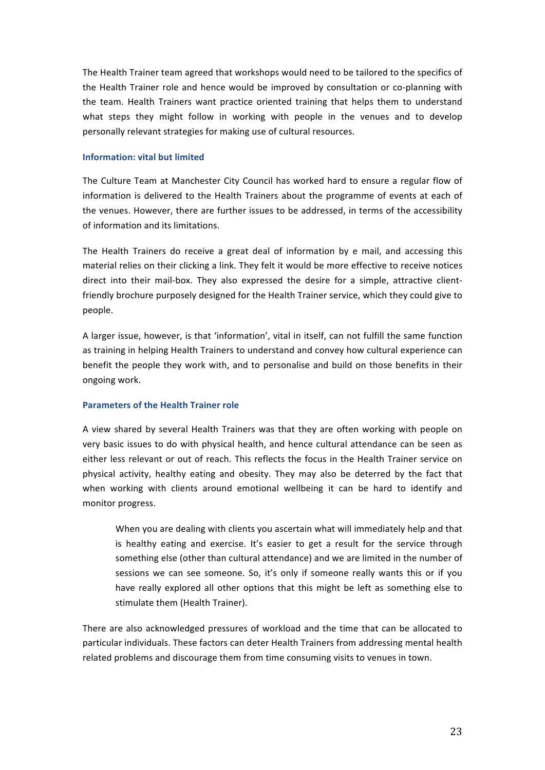The Health Trainer team agreed that workshops would need to be tailored to the specifics of the Health Trainer role and hence would be improved by consultation or co-planning with the team. Health Trainers want practice oriented training that helps them to understand what steps they might follow in working with people in the venues and to develop personally relevant strategies for making use of cultural resources.

### Information: vital but limited

The Culture Team at Manchester City Council has worked hard to ensure a regular flow of information is delivered to the Health Trainers about the programme of events at each of the venues. However, there are further issues to be addressed, in terms of the accessibility of information and its limitations.

The Health Trainers do receive a great deal of information by e mail, and accessing this material relies on their clicking a link. They felt it would be more effective to receive notices direct into their mail-box. They also expressed the desire for a simple, attractive client-friendly brochure purposely designed for the Health Trainer service, which they could give to people.

A larger issue, however, is that 'information', vital in itself, can not fulfill the same function as training in helping Health Trainers to understand and convey how cultural experience can benefit the people they work with, and to personalise and build on those benefits in their ongoing work.

### Parameters of the Health Trainer role

A view shared by several Health Trainers was that they are often working with people on very basic issues to do with physical health, and hence cultural attendance can be seen as either less relevant or out of reach. This reflects the focus in the Health Trainer service on physical activity, healthy eating and obesity. They may also be deterred by the fact that when working with clients around emotional wellbeing it can be hard to identify and monitor progress.

> When you are dealing with clients you ascertain what will immediately help and that is healthy eating and exercise. It's easier to get a result for the service through something else (other than cultural attendance) and we are limited in the number of sessions we can see someone. So, it's only if someone really wants this or if you have really explored all other options that this might be left as something else to stimulate them (Health Trainer).

There are also acknowledged pressures of workload and the time that can be allocated to particular individuals. These factors can deter Health Trainers from addressing mental health related problems and discourage them from time consuming visits to venues in town.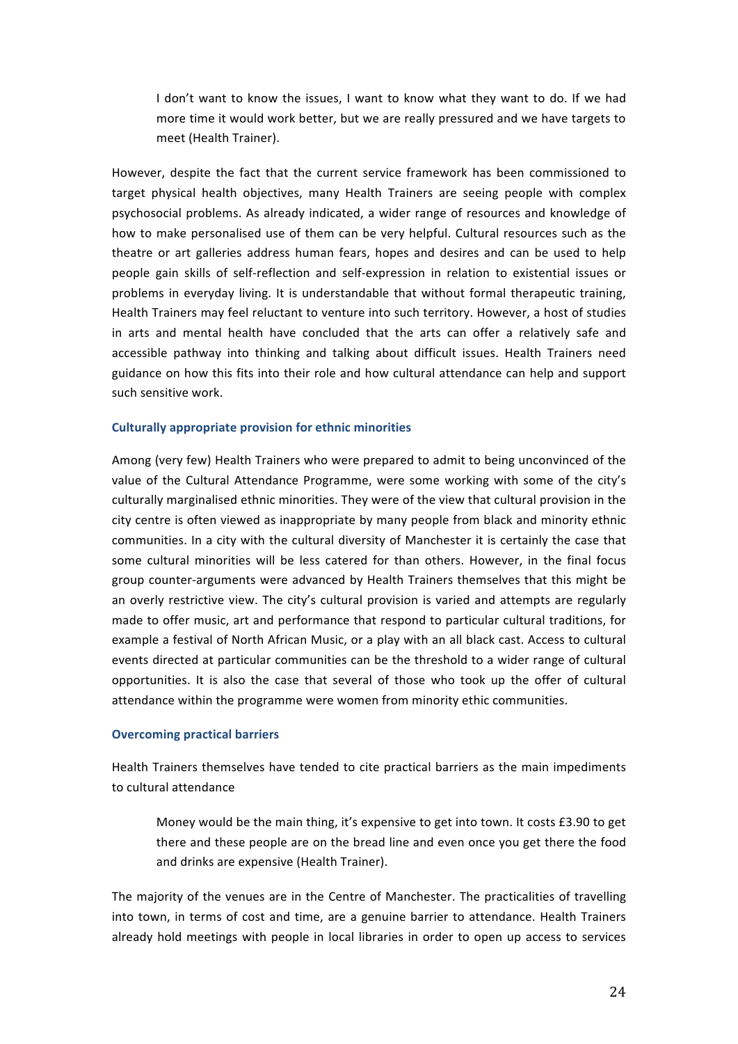> I don't want to know the issues, I want to know what they want to do. If we had more time it would work better, but we are really pressured and we have targets to meet (Health Trainer).

However, despite the fact that the current service framework has been commissioned to target physical health objectives, many Health Trainers are seeing people with complex psychosocial problems. As already indicated, a wider range of resources and knowledge of how to make personalised use of them can be very helpful. Cultural resources such as the theatre or art galleries address human fears, hopes and desires and can be used to help people gain skills of self-reflection and self-expression in relation to existential issues or problems in everyday living. It is understandable that without formal therapeutic training, Health Trainers may feel reluctant to venture into such territory. However, a host of studies in arts and mental health have concluded that the arts can offer a relatively safe and accessible pathway into thinking and talking about difficult issues. Health Trainers need guidance on how this fits into their role and how cultural attendance can help and support such sensitive work.

### Culturally appropriate provision for ethnic minorities

Among (very few) Health Trainers who were prepared to admit to being unconvinced of the value of the Cultural Attendance Programme, were some working with some of the city's culturally marginalised ethnic minorities. They were of the view that cultural provision in the city centre is often viewed as inappropriate by many people from black and minority ethnic communities. In a city with the cultural diversity of Manchester it is certainly the case that some cultural minorities will be less catered for than others. However, in the final focus group counter-arguments were advanced by Health Trainers themselves that this might be an overly restrictive view. The city's cultural provision is varied and attempts are regularly made to offer music, art and performance that respond to particular cultural traditions, for example a festival of North African Music, or a play with an all black cast. Access to cultural events directed at particular communities can be the threshold to a wider range of cultural opportunities. It is also the case that several of those who took up the offer of cultural attendance within the programme were women from minority ethic communities.

### Overcoming practical barriers

Health Trainers themselves have tended to cite practical barriers as the main impediments to cultural attendance

> Money would be the main thing, it's expensive to get into town. It costs £3.90 to get there and these people are on the bread line and even once you get there the food and drinks are expensive (Health Trainer).

The majority of the venues are in the Centre of Manchester. The practicalities of travelling into town, in terms of cost and time, are a genuine barrier to attendance. Health Trainers already hold meetings with people in local libraries in order to open up access to services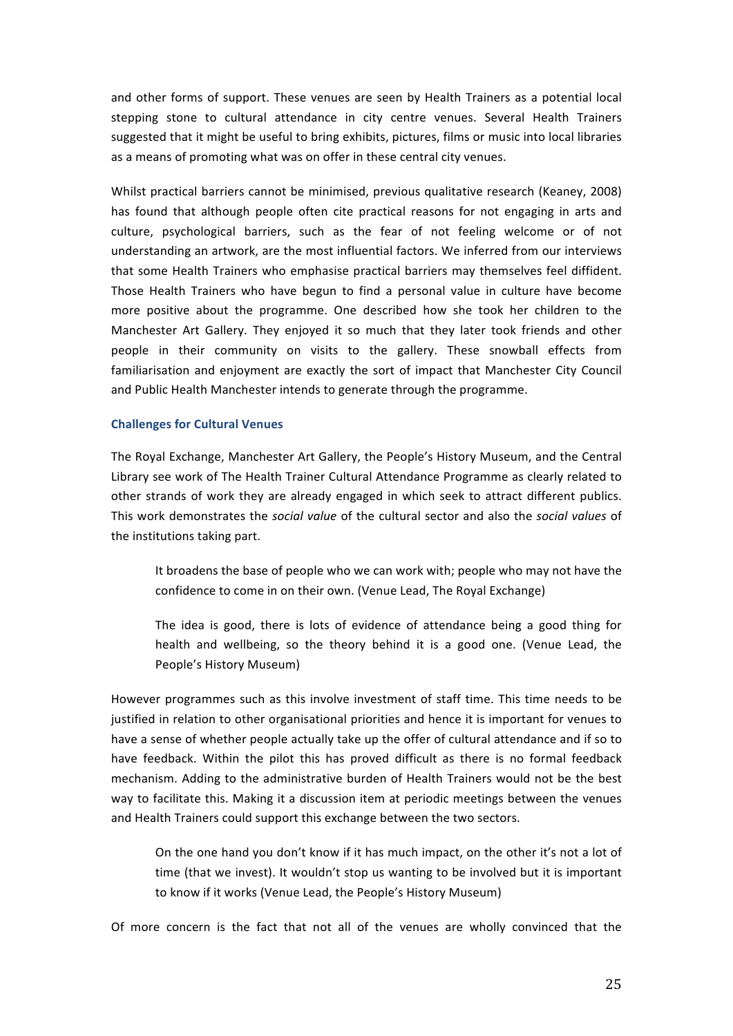and other forms of support. These venues are seen by Health Trainers as a potential local stepping stone to cultural attendance in city centre venues. Several Health Trainers suggested that it might be useful to bring exhibits, pictures, films or music into local libraries as a means of promoting what was on offer in these central city venues.

Whilst practical barriers cannot be minimised, previous qualitative research (Keaney, 2008) has found that although people often cite practical reasons for not engaging in arts and culture, psychological barriers, such as the fear of not feeling welcome or of not understanding an artwork, are the most influential factors. We inferred from our interviews that some Health Trainers who emphasise practical barriers may themselves feel diffident. Those Health Trainers who have begun to find a personal value in culture have become more positive about the programme. One described how she took her children to the Manchester Art Gallery. They enjoyed it so much that they later took friends and other people in their community on visits to the gallery. These snowball effects from familiarisation and enjoyment are exactly the sort of impact that Manchester City Council and Public Health Manchester intends to generate through the programme.

### Challenges for Cultural Venues

The Royal Exchange, Manchester Art Gallery, the People's History Museum, and the Central Library see work of The Health Trainer Cultural Attendance Programme as clearly related to other strands of work they are already engaged in which seek to attract different publics. This work demonstrates the *social value* of the cultural sector and also the *social values* of the institutions taking part.

> It broadens the base of people who we can work with; people who may not have the confidence to come in on their own. (Venue Lead, The Royal Exchange)

> The idea is good, there is lots of evidence of attendance being a good thing for health and wellbeing, so the theory behind it is a good one. (Venue Lead, the People's History Museum)

However programmes such as this involve investment of staff time. This time needs to be justified in relation to other organisational priorities and hence it is important for venues to have a sense of whether people actually take up the offer of cultural attendance and if so to have feedback. Within the pilot this has proved difficult as there is no formal feedback mechanism. Adding to the administrative burden of Health Trainers would not be the best way to facilitate this. Making it a discussion item at periodic meetings between the venues and Health Trainers could support this exchange between the two sectors.

> On the one hand you don't know if it has much impact, on the other it's not a lot of time (that we invest). It wouldn't stop us wanting to be involved but it is important to know if it works (Venue Lead, the People's History Museum)

Of more concern is the fact that not all of the venues are wholly convinced that the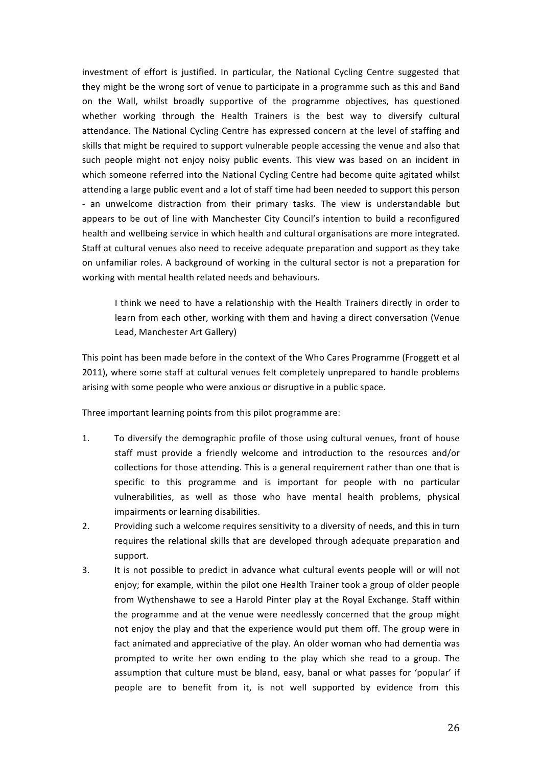investment of effort is justified. In particular, the National Cycling Centre suggested that they might be the wrong sort of venue to participate in a programme such as this and Band on the Wall, whilst broadly supportive of the programme objectives, has questioned whether working through the Health Trainers is the best way to diversify cultural attendance. The National Cycling Centre has expressed concern at the level of staffing and skills that might be required to support vulnerable people accessing the venue and also that such people might not enjoy noisy public events. This view was based on an incident in which someone referred into the National Cycling Centre had become quite agitated whilst attending a large public event and a lot of staff time had been needed to support this person - an unwelcome distraction from their primary tasks. The view is understandable but appears to be out of line with Manchester City Council's intention to build a reconfigured health and wellbeing service in which health and cultural organisations are more integrated. Staff at cultural venues also need to receive adequate preparation and support as they take on unfamiliar roles. A background of working in the cultural sector is not a preparation for working with mental health related needs and behaviours.

> I think we need to have a relationship with the Health Trainers directly in order to learn from each other, working with them and having a direct conversation (Venue Lead, Manchester Art Gallery)

This point has been made before in the context of the Who Cares Programme (Froggett et al 2011), where some staff at cultural venues felt completely unprepared to handle problems arising with some people who were anxious or disruptive in a public space.

Three important learning points from this pilot programme are:

1. To diversify the demographic profile of those using cultural venues, front of house staff must provide a friendly welcome and introduction to the resources and/or collections for those attending. This is a general requirement rather than one that is specific to this programme and is important for people with no particular vulnerabilities, as well as those who have mental health problems, physical impairments or learning disabilities.
2. Providing such a welcome requires sensitivity to a diversity of needs, and this in turn requires the relational skills that are developed through adequate preparation and support.
3. It is not possible to predict in advance what cultural events people will or will not enjoy; for example, within the pilot one Health Trainer took a group of older people from Wythenshawe to see a Harold Pinter play at the Royal Exchange. Staff within the programme and at the venue were needlessly concerned that the group might not enjoy the play and that the experience would put them off. The group were in fact animated and appreciative of the play. An older woman who had dementia was prompted to write her own ending to the play which she read to a group. The assumption that culture must be bland, easy, banal or what passes for 'popular' if people are to benefit from it, is not well supported by evidence from this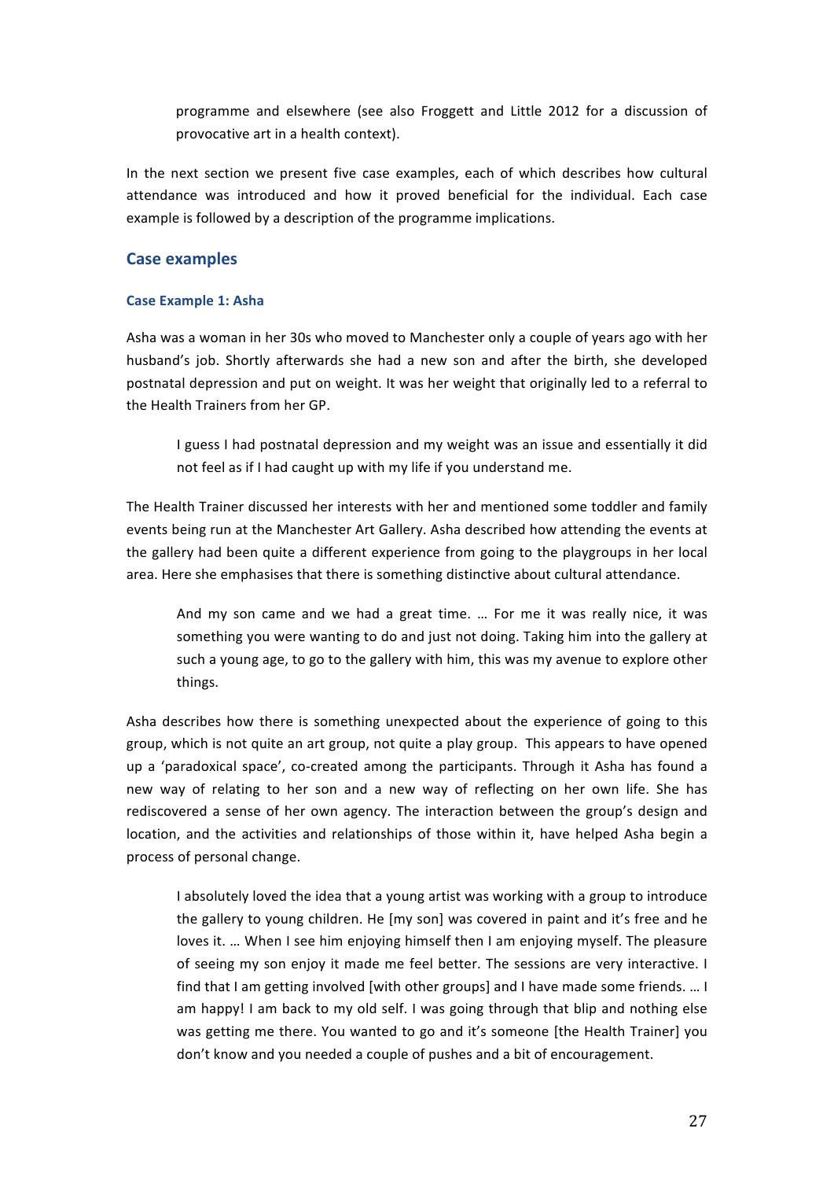> programme and elsewhere (see also Froggett and Little 2012 for a discussion of provocative art in a health context).

In the next section we present five case examples, each of which describes how cultural attendance was introduced and how it proved beneficial for the individual. Each case example is followed by a description of the programme implications.

## Case examples

### Case Example 1: Asha

Asha was a woman in her 30s who moved to Manchester only a couple of years ago with her husband's job. Shortly afterwards she had a new son and after the birth, she developed postnatal depression and put on weight. It was her weight that originally led to a referral to the Health Trainers from her GP.

> I guess I had postnatal depression and my weight was an issue and essentially it did not feel as if I had caught up with my life if you understand me.

The Health Trainer discussed her interests with her and mentioned some toddler and family events being run at the Manchester Art Gallery. Asha described how attending the events at the gallery had been quite a different experience from going to the playgroups in her local area. Here she emphasises that there is something distinctive about cultural attendance.

> And my son came and we had a great time. … For me it was really nice, it was something you were wanting to do and just not doing. Taking him into the gallery at such a young age, to go to the gallery with him, this was my avenue to explore other things.

Asha describes how there is something unexpected about the experience of going to this group, which is not quite an art group, not quite a play group. This appears to have opened up a 'paradoxical space', co-created among the participants. Through it Asha has found a new way of relating to her son and a new way of reflecting on her own life. She has rediscovered a sense of her own agency. The interaction between the group's design and location, and the activities and relationships of those within it, have helped Asha begin a process of personal change.

> I absolutely loved the idea that a young artist was working with a group to introduce the gallery to young children. He [my son] was covered in paint and it's free and he loves it. … When I see him enjoying himself then I am enjoying myself. The pleasure of seeing my son enjoy it made me feel better. The sessions are very interactive. I find that I am getting involved [with other groups] and I have made some friends. … I am happy! I am back to my old self. I was going through that blip and nothing else was getting me there. You wanted to go and it's someone [the Health Trainer] you don't know and you needed a couple of pushes and a bit of encouragement.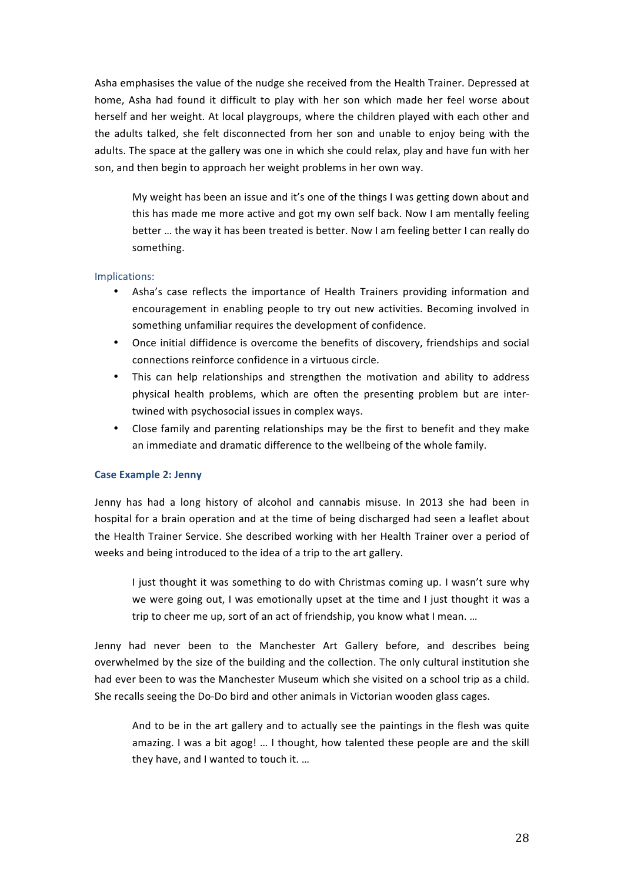Asha emphasises the value of the nudge she received from the Health Trainer. Depressed at home, Asha had found it difficult to play with her son which made her feel worse about herself and her weight. At local playgroups, where the children played with each other and the adults talked, she felt disconnected from her son and unable to enjoy being with the adults. The space at the gallery was one in which she could relax, play and have fun with her son, and then begin to approach her weight problems in her own way.

> My weight has been an issue and it's one of the things I was getting down about and this has made me more active and got my own self back. Now I am mentally feeling better … the way it has been treated is better. Now I am feeling better I can really do something.

Implications:

- Asha's case reflects the importance of Health Trainers providing information and encouragement in enabling people to try out new activities. Becoming involved in something unfamiliar requires the development of confidence.
- Once initial diffidence is overcome the benefits of discovery, friendships and social connections reinforce confidence in a virtuous circle.
- This can help relationships and strengthen the motivation and ability to address physical health problems, which are often the presenting problem but are inter-twined with psychosocial issues in complex ways.
- Close family and parenting relationships may be the first to benefit and they make an immediate and dramatic difference to the wellbeing of the whole family.

**Case Example 2: Jenny**

Jenny has had a long history of alcohol and cannabis misuse. In 2013 she had been in hospital for a brain operation and at the time of being discharged had seen a leaflet about the Health Trainer Service. She described working with her Health Trainer over a period of weeks and being introduced to the idea of a trip to the art gallery.

> I just thought it was something to do with Christmas coming up. I wasn't sure why we were going out, I was emotionally upset at the time and I just thought it was a trip to cheer me up, sort of an act of friendship, you know what I mean. …

Jenny had never been to the Manchester Art Gallery before, and describes being overwhelmed by the size of the building and the collection. The only cultural institution she had ever been to was the Manchester Museum which she visited on a school trip as a child. She recalls seeing the Do-Do bird and other animals in Victorian wooden glass cages.

> And to be in the art gallery and to actually see the paintings in the flesh was quite amazing. I was a bit agog! … I thought, how talented these people are and the skill they have, and I wanted to touch it. …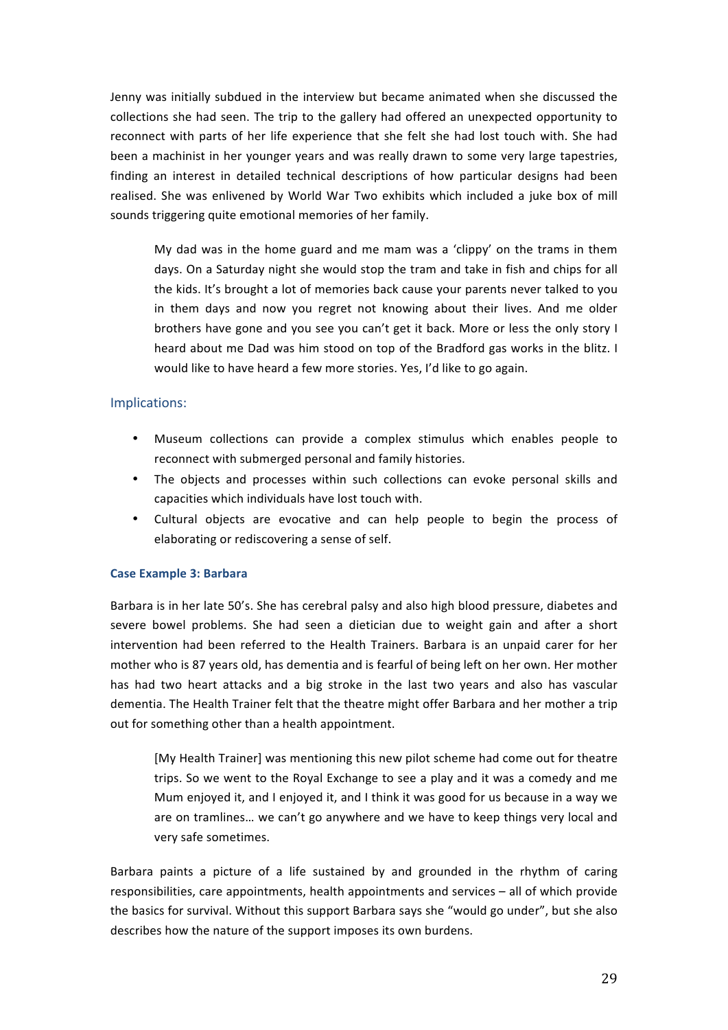Jenny was initially subdued in the interview but became animated when she discussed the collections she had seen. The trip to the gallery had offered an unexpected opportunity to reconnect with parts of her life experience that she felt she had lost touch with. She had been a machinist in her younger years and was really drawn to some very large tapestries, finding an interest in detailed technical descriptions of how particular designs had been realised. She was enlivened by World War Two exhibits which included a juke box of mill sounds triggering quite emotional memories of her family.

> My dad was in the home guard and me mam was a 'clippy' on the trams in them days. On a Saturday night she would stop the tram and take in fish and chips for all the kids. It's brought a lot of memories back cause your parents never talked to you in them days and now you regret not knowing about their lives. And me older brothers have gone and you see you can't get it back. More or less the only story I heard about me Dad was him stood on top of the Bradford gas works in the blitz. I would like to have heard a few more stories. Yes, I'd like to go again.

## Implications:

- Museum collections can provide a complex stimulus which enables people to reconnect with submerged personal and family histories.
- The objects and processes within such collections can evoke personal skills and capacities which individuals have lost touch with.
- Cultural objects are evocative and can help people to begin the process of elaborating or rediscovering a sense of self.

### Case Example 3: Barbara

Barbara is in her late 50's. She has cerebral palsy and also high blood pressure, diabetes and severe bowel problems. She had seen a dietician due to weight gain and after a short intervention had been referred to the Health Trainers. Barbara is an unpaid carer for her mother who is 87 years old, has dementia and is fearful of being left on her own. Her mother has had two heart attacks and a big stroke in the last two years and also has vascular dementia. The Health Trainer felt that the theatre might offer Barbara and her mother a trip out for something other than a health appointment.

> [My Health Trainer] was mentioning this new pilot scheme had come out for theatre trips. So we went to the Royal Exchange to see a play and it was a comedy and me Mum enjoyed it, and I enjoyed it, and I think it was good for us because in a way we are on tramlines… we can't go anywhere and we have to keep things very local and very safe sometimes.

Barbara paints a picture of a life sustained by and grounded in the rhythm of caring responsibilities, care appointments, health appointments and services – all of which provide the basics for survival. Without this support Barbara says she "would go under", but she also describes how the nature of the support imposes its own burdens.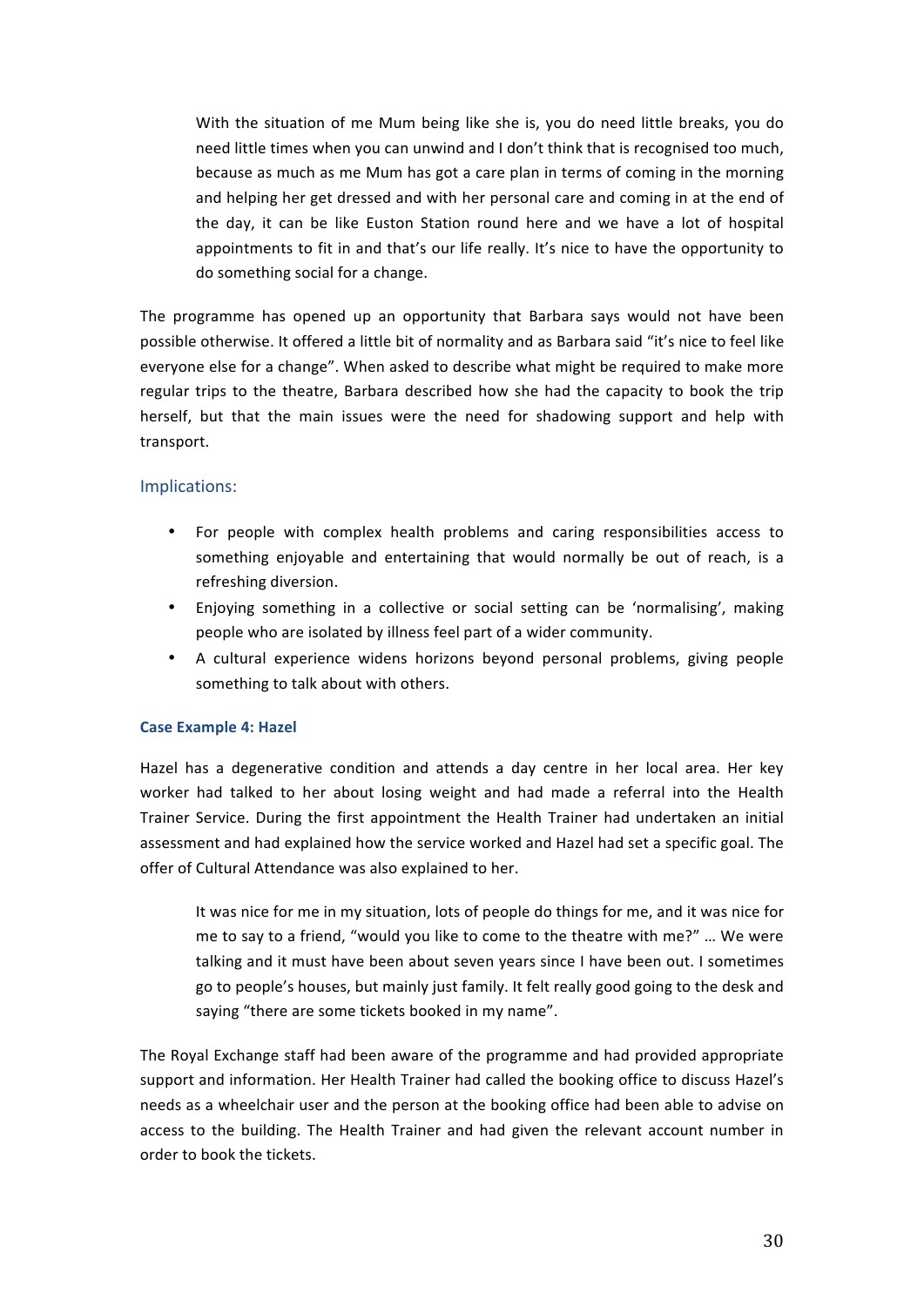> With the situation of me Mum being like she is, you do need little breaks, you do need little times when you can unwind and I don't think that is recognised too much, because as much as me Mum has got a care plan in terms of coming in the morning and helping her get dressed and with her personal care and coming in at the end of the day, it can be like Euston Station round here and we have a lot of hospital appointments to fit in and that's our life really. It's nice to have the opportunity to do something social for a change.

The programme has opened up an opportunity that Barbara says would not have been possible otherwise. It offered a little bit of normality and as Barbara said "it's nice to feel like everyone else for a change". When asked to describe what might be required to make more regular trips to the theatre, Barbara described how she had the capacity to book the trip herself, but that the main issues were the need for shadowing support and help with transport.

### Implications:

- For people with complex health problems and caring responsibilities access to something enjoyable and entertaining that would normally be out of reach, is a refreshing diversion.
- Enjoying something in a collective or social setting can be 'normalising', making people who are isolated by illness feel part of a wider community.
- A cultural experience widens horizons beyond personal problems, giving people something to talk about with others.

#### Case Example 4: Hazel

Hazel has a degenerative condition and attends a day centre in her local area. Her key worker had talked to her about losing weight and had made a referral into the Health Trainer Service. During the first appointment the Health Trainer had undertaken an initial assessment and had explained how the service worked and Hazel had set a specific goal. The offer of Cultural Attendance was also explained to her.

> It was nice for me in my situation, lots of people do things for me, and it was nice for me to say to a friend, "would you like to come to the theatre with me?" … We were talking and it must have been about seven years since I have been out. I sometimes go to people's houses, but mainly just family. It felt really good going to the desk and saying "there are some tickets booked in my name".

The Royal Exchange staff had been aware of the programme and had provided appropriate support and information. Her Health Trainer had called the booking office to discuss Hazel's needs as a wheelchair user and the person at the booking office had been able to advise on access to the building. The Health Trainer and had given the relevant account number in order to book the tickets.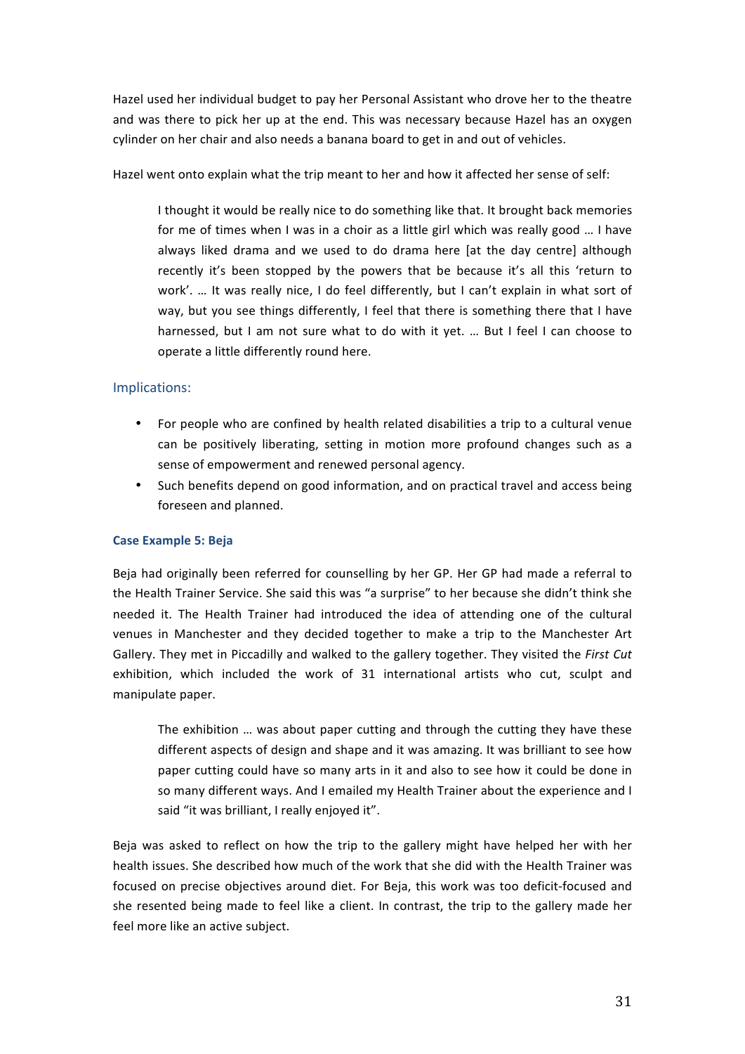Hazel used her individual budget to pay her Personal Assistant who drove her to the theatre and was there to pick her up at the end. This was necessary because Hazel has an oxygen cylinder on her chair and also needs a banana board to get in and out of vehicles.

Hazel went onto explain what the trip meant to her and how it affected her sense of self:

> I thought it would be really nice to do something like that. It brought back memories for me of times when I was in a choir as a little girl which was really good … I have always liked drama and we used to do drama here [at the day centre] although recently it's been stopped by the powers that be because it's all this 'return to work'. … It was really nice, I do feel differently, but I can't explain in what sort of way, but you see things differently, I feel that there is something there that I have harnessed, but I am not sure what to do with it yet. … But I feel I can choose to operate a little differently round here.

## Implications:

- For people who are confined by health related disabilities a trip to a cultural venue can be positively liberating, setting in motion more profound changes such as a sense of empowerment and renewed personal agency.
- Such benefits depend on good information, and on practical travel and access being foreseen and planned.

### Case Example 5: Beja

Beja had originally been referred for counselling by her GP. Her GP had made a referral to the Health Trainer Service. She said this was "a surprise" to her because she didn't think she needed it. The Health Trainer had introduced the idea of attending one of the cultural venues in Manchester and they decided together to make a trip to the Manchester Art Gallery. They met in Piccadilly and walked to the gallery together. They visited the *First Cut* exhibition, which included the work of 31 international artists who cut, sculpt and manipulate paper.

> The exhibition … was about paper cutting and through the cutting they have these different aspects of design and shape and it was amazing. It was brilliant to see how paper cutting could have so many arts in it and also to see how it could be done in so many different ways. And I emailed my Health Trainer about the experience and I said "it was brilliant, I really enjoyed it".

Beja was asked to reflect on how the trip to the gallery might have helped her with her health issues. She described how much of the work that she did with the Health Trainer was focused on precise objectives around diet. For Beja, this work was too deficit-focused and she resented being made to feel like a client. In contrast, the trip to the gallery made her feel more like an active subject.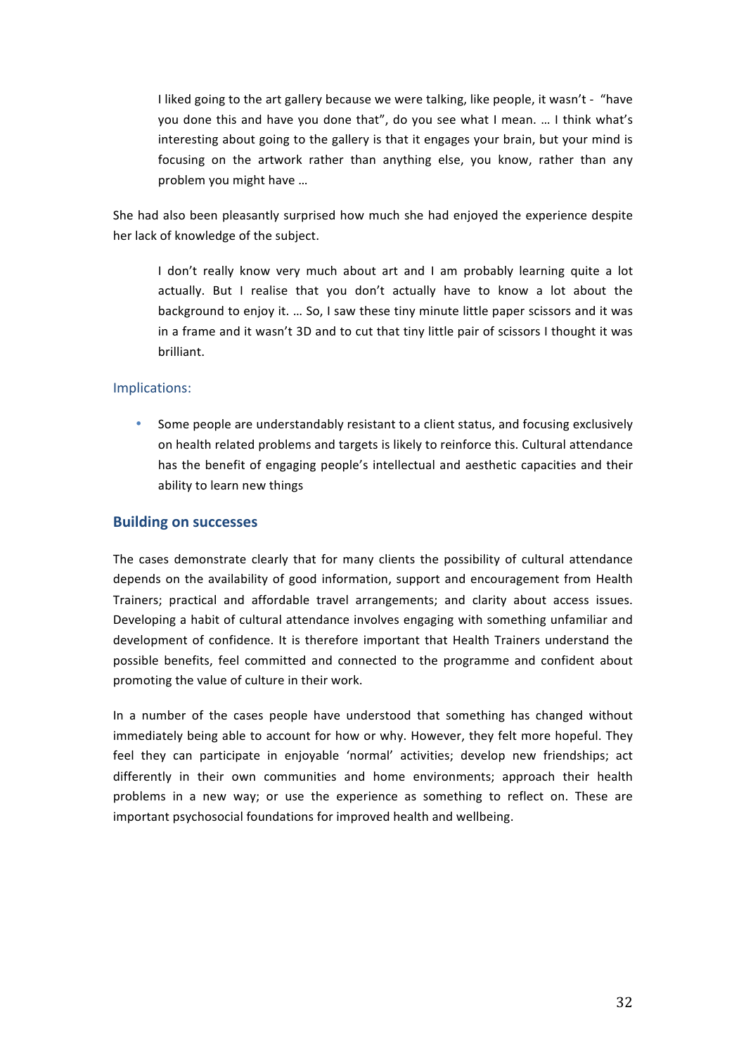> I liked going to the art gallery because we were talking, like people, it wasn't - "have you done this and have you done that", do you see what I mean. … I think what's interesting about going to the gallery is that it engages your brain, but your mind is focusing on the artwork rather than anything else, you know, rather than any problem you might have …

She had also been pleasantly surprised how much she had enjoyed the experience despite her lack of knowledge of the subject.

> I don't really know very much about art and I am probably learning quite a lot actually. But I realise that you don't actually have to know a lot about the background to enjoy it. … So, I saw these tiny minute little paper scissors and it was in a frame and it wasn't 3D and to cut that tiny little pair of scissors I thought it was brilliant.

### Implications:

- Some people are understandably resistant to a client status, and focusing exclusively on health related problems and targets is likely to reinforce this. Cultural attendance has the benefit of engaging people's intellectual and aesthetic capacities and their ability to learn new things

## Building on successes

The cases demonstrate clearly that for many clients the possibility of cultural attendance depends on the availability of good information, support and encouragement from Health Trainers; practical and affordable travel arrangements; and clarity about access issues. Developing a habit of cultural attendance involves engaging with something unfamiliar and development of confidence. It is therefore important that Health Trainers understand the possible benefits, feel committed and connected to the programme and confident about promoting the value of culture in their work.

In a number of the cases people have understood that something has changed without immediately being able to account for how or why. However, they felt more hopeful. They feel they can participate in enjoyable 'normal' activities; develop new friendships; act differently in their own communities and home environments; approach their health problems in a new way; or use the experience as something to reflect on. These are important psychosocial foundations for improved health and wellbeing.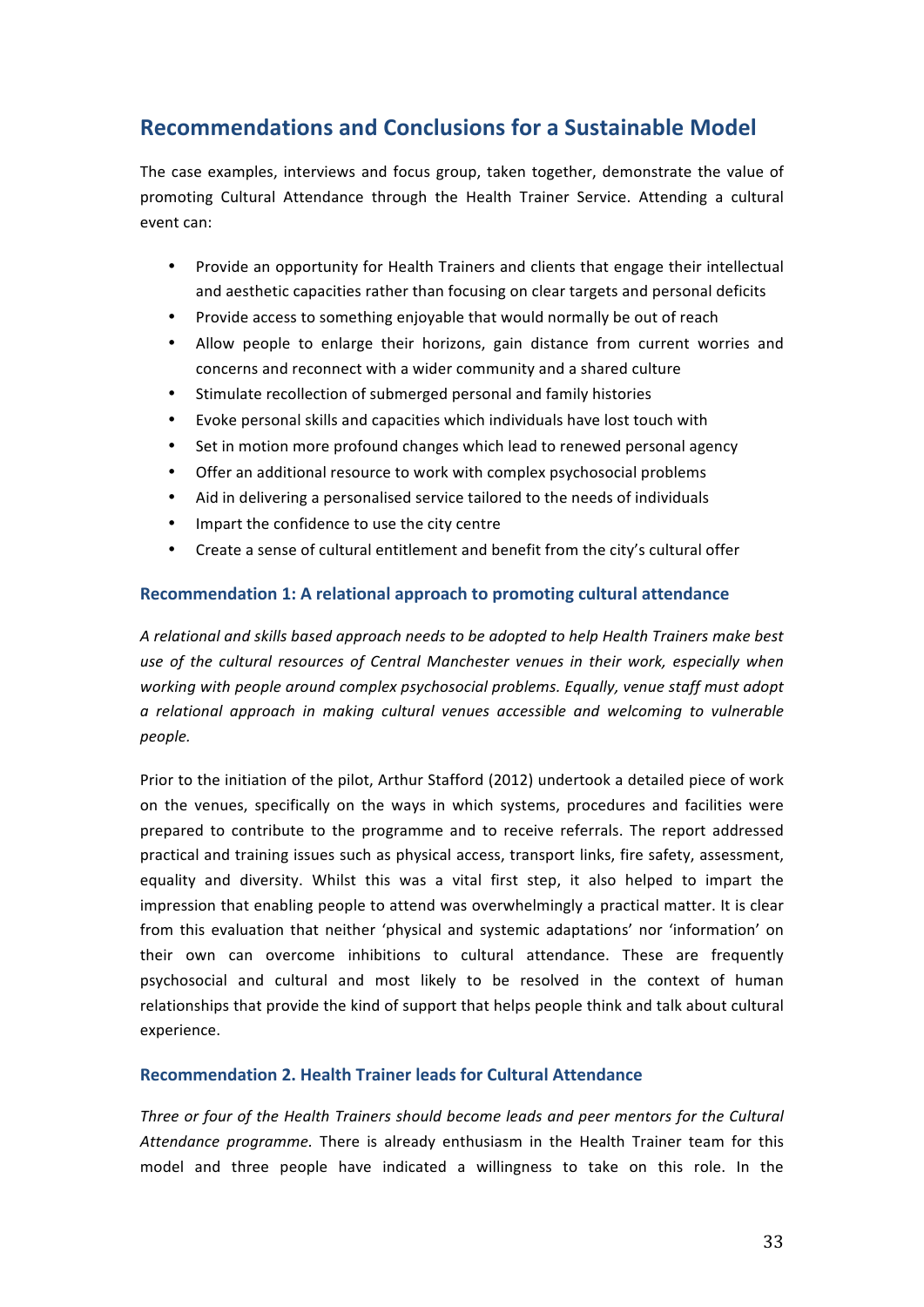## Recommendations and Conclusions for a Sustainable Model

The case examples, interviews and focus group, taken together, demonstrate the value of promoting Cultural Attendance through the Health Trainer Service. Attending a cultural event can:

- Provide an opportunity for Health Trainers and clients that engage their intellectual and aesthetic capacities rather than focusing on clear targets and personal deficits
- Provide access to something enjoyable that would normally be out of reach
- Allow people to enlarge their horizons, gain distance from current worries and concerns and reconnect with a wider community and a shared culture
- Stimulate recollection of submerged personal and family histories
- Evoke personal skills and capacities which individuals have lost touch with
- Set in motion more profound changes which lead to renewed personal agency
- Offer an additional resource to work with complex psychosocial problems
- Aid in delivering a personalised service tailored to the needs of individuals
- Impart the confidence to use the city centre
- Create a sense of cultural entitlement and benefit from the city's cultural offer

### Recommendation 1: A relational approach to promoting cultural attendance

*A relational and skills based approach needs to be adopted to help Health Trainers make best use of the cultural resources of Central Manchester venues in their work, especially when working with people around complex psychosocial problems. Equally, venue staff must adopt a relational approach in making cultural venues accessible and welcoming to vulnerable people.*

Prior to the initiation of the pilot, Arthur Stafford (2012) undertook a detailed piece of work on the venues, specifically on the ways in which systems, procedures and facilities were prepared to contribute to the programme and to receive referrals. The report addressed practical and training issues such as physical access, transport links, fire safety, assessment, equality and diversity. Whilst this was a vital first step, it also helped to impart the impression that enabling people to attend was overwhelmingly a practical matter. It is clear from this evaluation that neither 'physical and systemic adaptations' nor 'information' on their own can overcome inhibitions to cultural attendance. These are frequently psychosocial and cultural and most likely to be resolved in the context of human relationships that provide the kind of support that helps people think and talk about cultural experience.

### Recommendation 2. Health Trainer leads for Cultural Attendance

*Three or four of the Health Trainers should become leads and peer mentors for the Cultural Attendance programme.* There is already enthusiasm in the Health Trainer team for this model and three people have indicated a willingness to take on this role. In the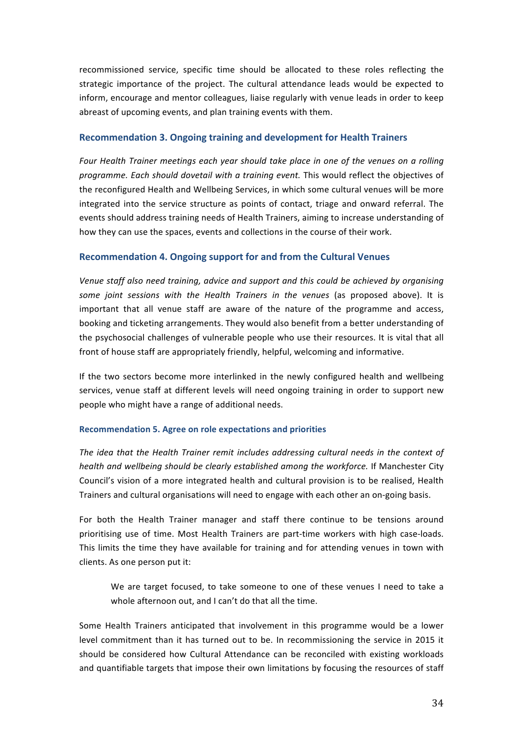recommissioned service, specific time should be allocated to these roles reflecting the strategic importance of the project. The cultural attendance leads would be expected to inform, encourage and mentor colleagues, liaise regularly with venue leads in order to keep abreast of upcoming events, and plan training events with them.

### Recommendation 3. Ongoing training and development for Health Trainers

*Four Health Trainer meetings each year should take place in one of the venues on a rolling programme. Each should dovetail with a training event.* This would reflect the objectives of the reconfigured Health and Wellbeing Services, in which some cultural venues will be more integrated into the service structure as points of contact, triage and onward referral. The events should address training needs of Health Trainers, aiming to increase understanding of how they can use the spaces, events and collections in the course of their work.

### Recommendation 4. Ongoing support for and from the Cultural Venues

*Venue staff also need training, advice and support and this could be achieved by organising some joint sessions with the Health Trainers in the venues* (as proposed above). It is important that all venue staff are aware of the nature of the programme and access, booking and ticketing arrangements. They would also benefit from a better understanding of the psychosocial challenges of vulnerable people who use their resources. It is vital that all front of house staff are appropriately friendly, helpful, welcoming and informative.

If the two sectors become more interlinked in the newly configured health and wellbeing services, venue staff at different levels will need ongoing training in order to support new people who might have a range of additional needs.

#### Recommendation 5. Agree on role expectations and priorities

*The idea that the Health Trainer remit includes addressing cultural needs in the context of health and wellbeing should be clearly established among the workforce.* If Manchester City Council's vision of a more integrated health and cultural provision is to be realised, Health Trainers and cultural organisations will need to engage with each other an on-going basis.

For both the Health Trainer manager and staff there continue to be tensions around prioritising use of time. Most Health Trainers are part-time workers with high case-loads. This limits the time they have available for training and for attending venues in town with clients. As one person put it:

> We are target focused, to take someone to one of these venues I need to take a whole afternoon out, and I can't do that all the time.

Some Health Trainers anticipated that involvement in this programme would be a lower level commitment than it has turned out to be. In recommissioning the service in 2015 it should be considered how Cultural Attendance can be reconciled with existing workloads and quantifiable targets that impose their own limitations by focusing the resources of staff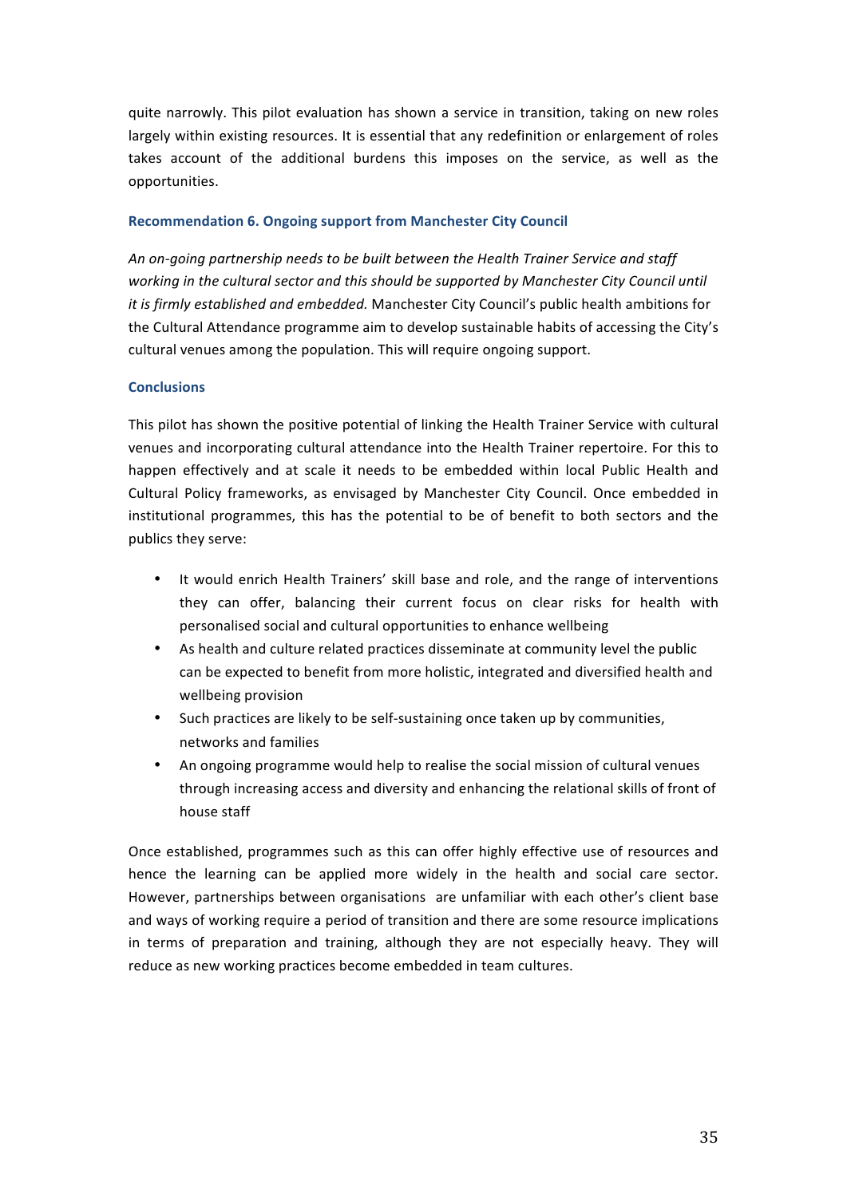quite narrowly. This pilot evaluation has shown a service in transition, taking on new roles largely within existing resources. It is essential that any redefinition or enlargement of roles takes account of the additional burdens this imposes on the service, as well as the opportunities.

### Recommendation 6. Ongoing support from Manchester City Council

*An on-going partnership needs to be built between the Health Trainer Service and staff working in the cultural sector and this should be supported by Manchester City Council until it is firmly established and embedded.* Manchester City Council's public health ambitions for the Cultural Attendance programme aim to develop sustainable habits of accessing the City's cultural venues among the population. This will require ongoing support.

### Conclusions

This pilot has shown the positive potential of linking the Health Trainer Service with cultural venues and incorporating cultural attendance into the Health Trainer repertoire. For this to happen effectively and at scale it needs to be embedded within local Public Health and Cultural Policy frameworks, as envisaged by Manchester City Council. Once embedded in institutional programmes, this has the potential to be of benefit to both sectors and the publics they serve:

- It would enrich Health Trainers' skill base and role, and the range of interventions they can offer, balancing their current focus on clear risks for health with personalised social and cultural opportunities to enhance wellbeing
- As health and culture related practices disseminate at community level the public can be expected to benefit from more holistic, integrated and diversified health and wellbeing provision
- Such practices are likely to be self-sustaining once taken up by communities, networks and families
- An ongoing programme would help to realise the social mission of cultural venues through increasing access and diversity and enhancing the relational skills of front of house staff

Once established, programmes such as this can offer highly effective use of resources and hence the learning can be applied more widely in the health and social care sector. However, partnerships between organisations are unfamiliar with each other's client base and ways of working require a period of transition and there are some resource implications in terms of preparation and training, although they are not especially heavy. They will reduce as new working practices become embedded in team cultures.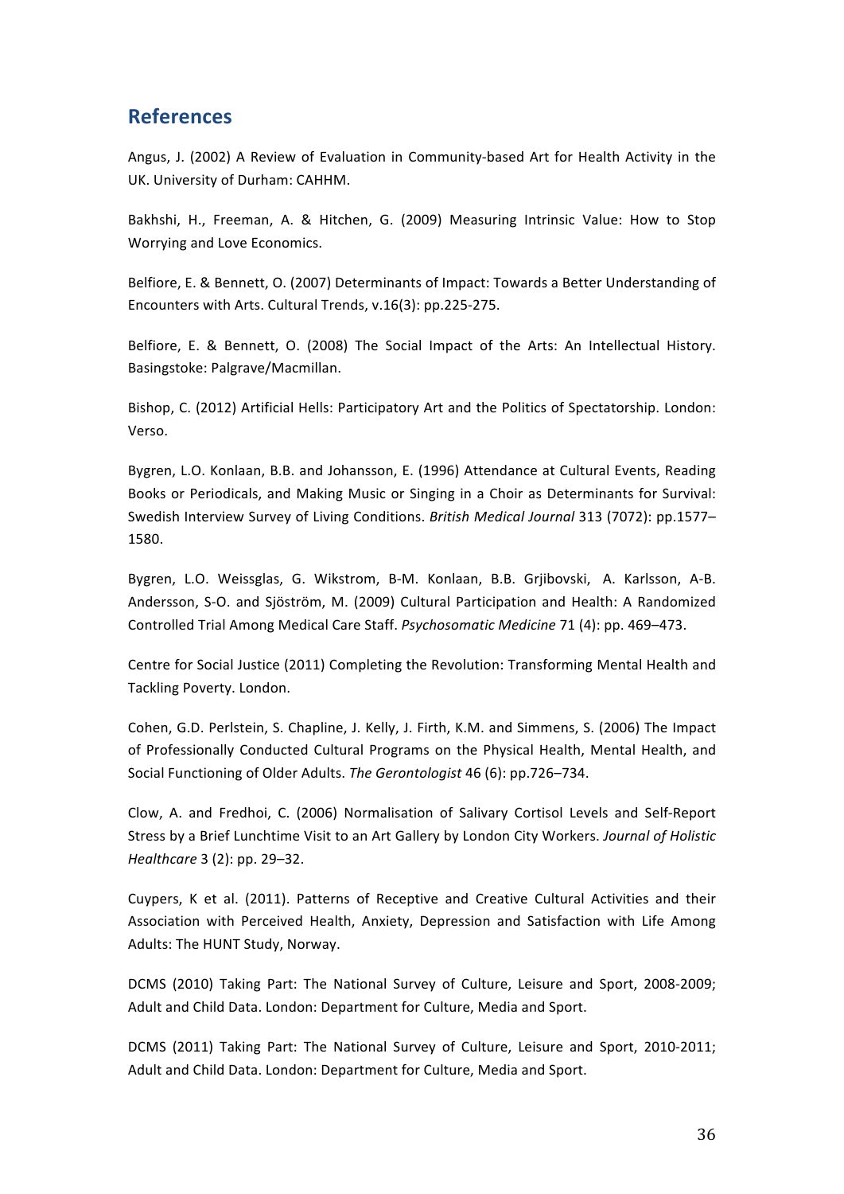## References

Angus, J. (2002) A Review of Evaluation in Community-based Art for Health Activity in the UK. University of Durham: CAHHM.

Bakhshi, H., Freeman, A. & Hitchen, G. (2009) Measuring Intrinsic Value: How to Stop Worrying and Love Economics.

Belfiore, E. & Bennett, O. (2007) Determinants of Impact: Towards a Better Understanding of Encounters with Arts. Cultural Trends, v.16(3): pp.225-275.

Belfiore, E. & Bennett, O. (2008) The Social Impact of the Arts: An Intellectual History. Basingstoke: Palgrave/Macmillan.

Bishop, C. (2012) Artificial Hells: Participatory Art and the Politics of Spectatorship. London: Verso.

Bygren, L.O. Konlaan, B.B. and Johansson, E. (1996) Attendance at Cultural Events, Reading Books or Periodicals, and Making Music or Singing in a Choir as Determinants for Survival: Swedish Interview Survey of Living Conditions. *British Medical Journal* 313 (7072): pp.1577–1580.

Bygren, L.O. Weissglas, G. Wikstrom, B-M. Konlaan, B.B. Grjibovski, A. Karlsson, A-B. Andersson, S-O. and Sjöström, M. (2009) Cultural Participation and Health: A Randomized Controlled Trial Among Medical Care Staff. *Psychosomatic Medicine* 71 (4): pp. 469–473.

Centre for Social Justice (2011) Completing the Revolution: Transforming Mental Health and Tackling Poverty. London.

Cohen, G.D. Perlstein, S. Chapline, J. Kelly, J. Firth, K.M. and Simmens, S. (2006) The Impact of Professionally Conducted Cultural Programs on the Physical Health, Mental Health, and Social Functioning of Older Adults. *The Gerontologist* 46 (6): pp.726–734.

Clow, A. and Fredhoi, C. (2006) Normalisation of Salivary Cortisol Levels and Self-Report Stress by a Brief Lunchtime Visit to an Art Gallery by London City Workers. *Journal of Holistic Healthcare* 3 (2): pp. 29–32.

Cuypers, K et al. (2011). Patterns of Receptive and Creative Cultural Activities and their Association with Perceived Health, Anxiety, Depression and Satisfaction with Life Among Adults: The HUNT Study, Norway.

DCMS (2010) Taking Part: The National Survey of Culture, Leisure and Sport, 2008-2009; Adult and Child Data. London: Department for Culture, Media and Sport.

DCMS (2011) Taking Part: The National Survey of Culture, Leisure and Sport, 2010-2011; Adult and Child Data. London: Department for Culture, Media and Sport.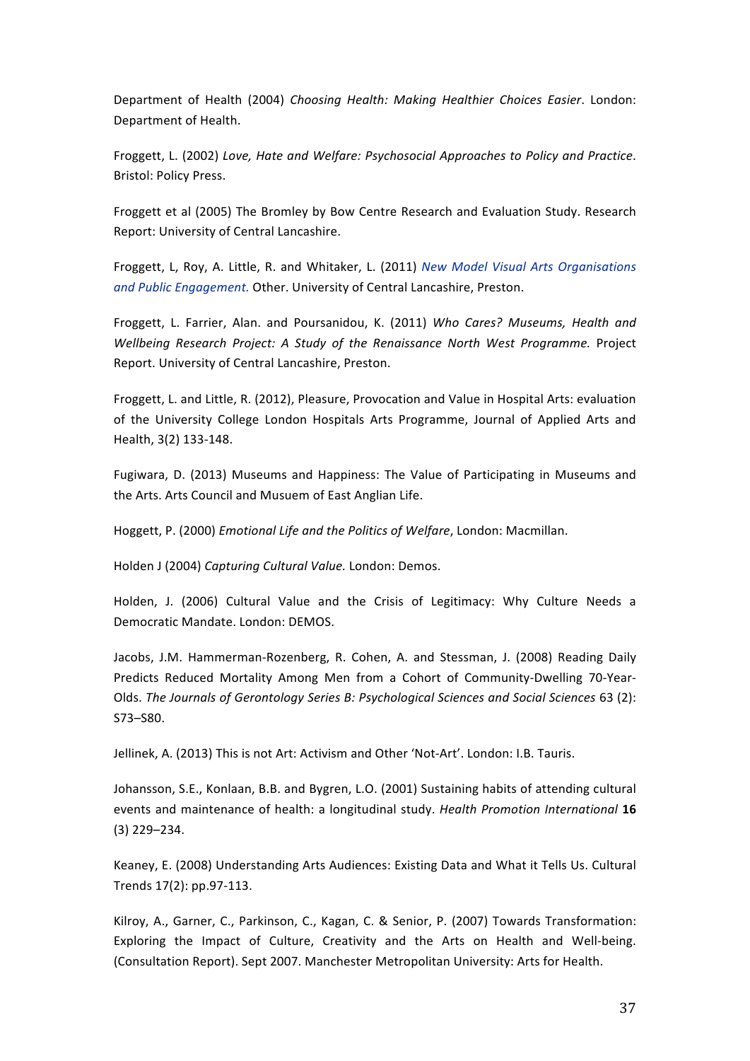Department of Health (2004) *Choosing Health: Making Healthier Choices Easier*. London: Department of Health.

Froggett, L. (2002) *Love, Hate and Welfare: Psychosocial Approaches to Policy and Practice*. Bristol: Policy Press.

Froggett et al (2005) The Bromley by Bow Centre Research and Evaluation Study. Research Report: University of Central Lancashire.

Froggett, L, Roy, A. Little, R. and Whitaker, L. (2011) *New Model Visual Arts Organisations and Public Engagement.* Other. University of Central Lancashire, Preston.

Froggett, L. Farrier, Alan. and Poursanidou, K. (2011) *Who Cares? Museums, Health and Wellbeing Research Project: A Study of the Renaissance North West Programme.* Project Report. University of Central Lancashire, Preston.

Froggett, L. and Little, R. (2012), Pleasure, Provocation and Value in Hospital Arts: evaluation of the University College London Hospitals Arts Programme, Journal of Applied Arts and Health, 3(2) 133-148.

Fugiwara, D. (2013) Museums and Happiness: The Value of Participating in Museums and the Arts. Arts Council and Musuem of East Anglian Life.

Hoggett, P. (2000) *Emotional Life and the Politics of Welfare*, London: Macmillan.

Holden J (2004) *Capturing Cultural Value.* London: Demos.

Holden, J. (2006) Cultural Value and the Crisis of Legitimacy: Why Culture Needs a Democratic Mandate. London: DEMOS.

Jacobs, J.M. Hammerman-Rozenberg, R. Cohen, A. and Stessman, J. (2008) Reading Daily Predicts Reduced Mortality Among Men from a Cohort of Community-Dwelling 70-Year-Olds. *The Journals of Gerontology Series B: Psychological Sciences and Social Sciences* 63 (2): S73–S80.

Jellinek, A. (2013) This is not Art: Activism and Other 'Not-Art'. London: I.B. Tauris.

Johansson, S.E., Konlaan, B.B. and Bygren, L.O. (2001) Sustaining habits of attending cultural events and maintenance of health: a longitudinal study. *Health Promotion International* **16** (3) 229–234.

Keaney, E. (2008) Understanding Arts Audiences: Existing Data and What it Tells Us. Cultural Trends 17(2): pp.97-113.

Kilroy, A., Garner, C., Parkinson, C., Kagan, C. & Senior, P. (2007) Towards Transformation: Exploring the Impact of Culture, Creativity and the Arts on Health and Well-being. (Consultation Report). Sept 2007. Manchester Metropolitan University: Arts for Health.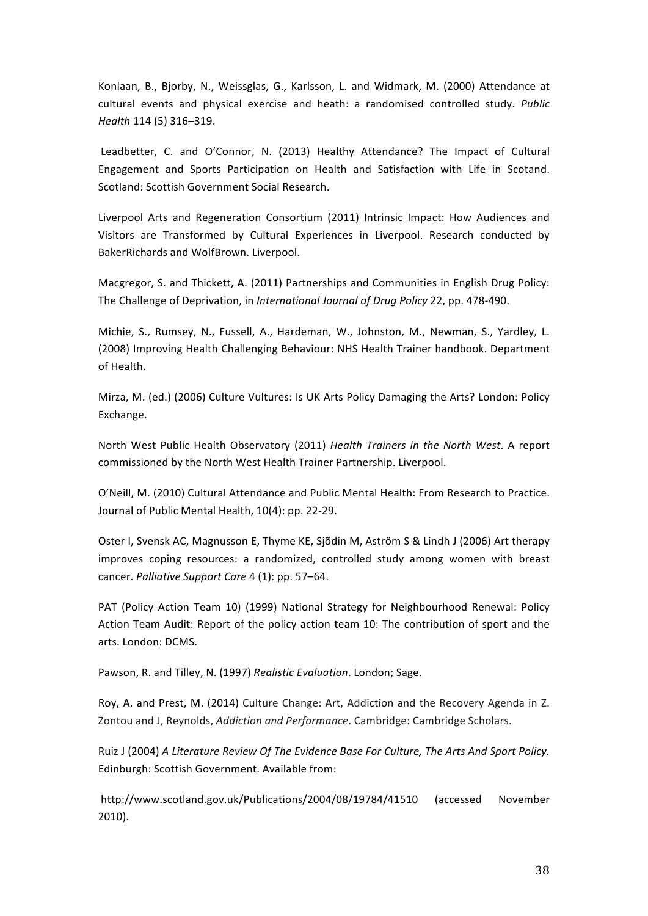Konlaan, B., Bjorby, N., Weissglas, G., Karlsson, L. and Widmark, M. (2000) Attendance at cultural events and physical exercise and heath: a randomised controlled study. *Public Health* 114 (5) 316–319.

Leadbetter, C. and O'Connor, N. (2013) Healthy Attendance? The Impact of Cultural Engagement and Sports Participation on Health and Satisfaction with Life in Scotand. Scotland: Scottish Government Social Research.

Liverpool Arts and Regeneration Consortium (2011) Intrinsic Impact: How Audiences and Visitors are Transformed by Cultural Experiences in Liverpool. Research conducted by BakerRichards and WolfBrown. Liverpool.

Macgregor, S. and Thickett, A. (2011) Partnerships and Communities in English Drug Policy: The Challenge of Deprivation, in *International Journal of Drug Policy* 22, pp. 478-490.

Michie, S., Rumsey, N., Fussell, A., Hardeman, W., Johnston, M., Newman, S., Yardley, L. (2008) Improving Health Challenging Behaviour: NHS Health Trainer handbook. Department of Health.

Mirza, M. (ed.) (2006) Culture Vultures: Is UK Arts Policy Damaging the Arts? London: Policy Exchange.

North West Public Health Observatory (2011) *Health Trainers in the North West*. A report commissioned by the North West Health Trainer Partnership. Liverpool.

O'Neill, M. (2010) Cultural Attendance and Public Mental Health: From Research to Practice. Journal of Public Mental Health, 10(4): pp. 22-29.

Oster I, Svensk AC, Magnusson E, Thyme KE, Sjõdin M, Aström S & Lindh J (2006) Art therapy improves coping resources: a randomized, controlled study among women with breast cancer. *Palliative Support Care* 4 (1): pp. 57–64.

PAT (Policy Action Team 10) (1999) National Strategy for Neighbourhood Renewal: Policy Action Team Audit: Report of the policy action team 10: The contribution of sport and the arts. London: DCMS.

Pawson, R. and Tilley, N. (1997) *Realistic Evaluation*. London; Sage.

Roy, A. and Prest, M. (2014) Culture Change: Art, Addiction and the Recovery Agenda in Z. Zontou and J, Reynolds, *Addiction and Performance*. Cambridge: Cambridge Scholars.

Ruiz J (2004) *A Literature Review Of The Evidence Base For Culture, The Arts And Sport Policy.* Edinburgh: Scottish Government. Available from:

http://www.scotland.gov.uk/Publications/2004/08/19784/41510 (accessed November 2010).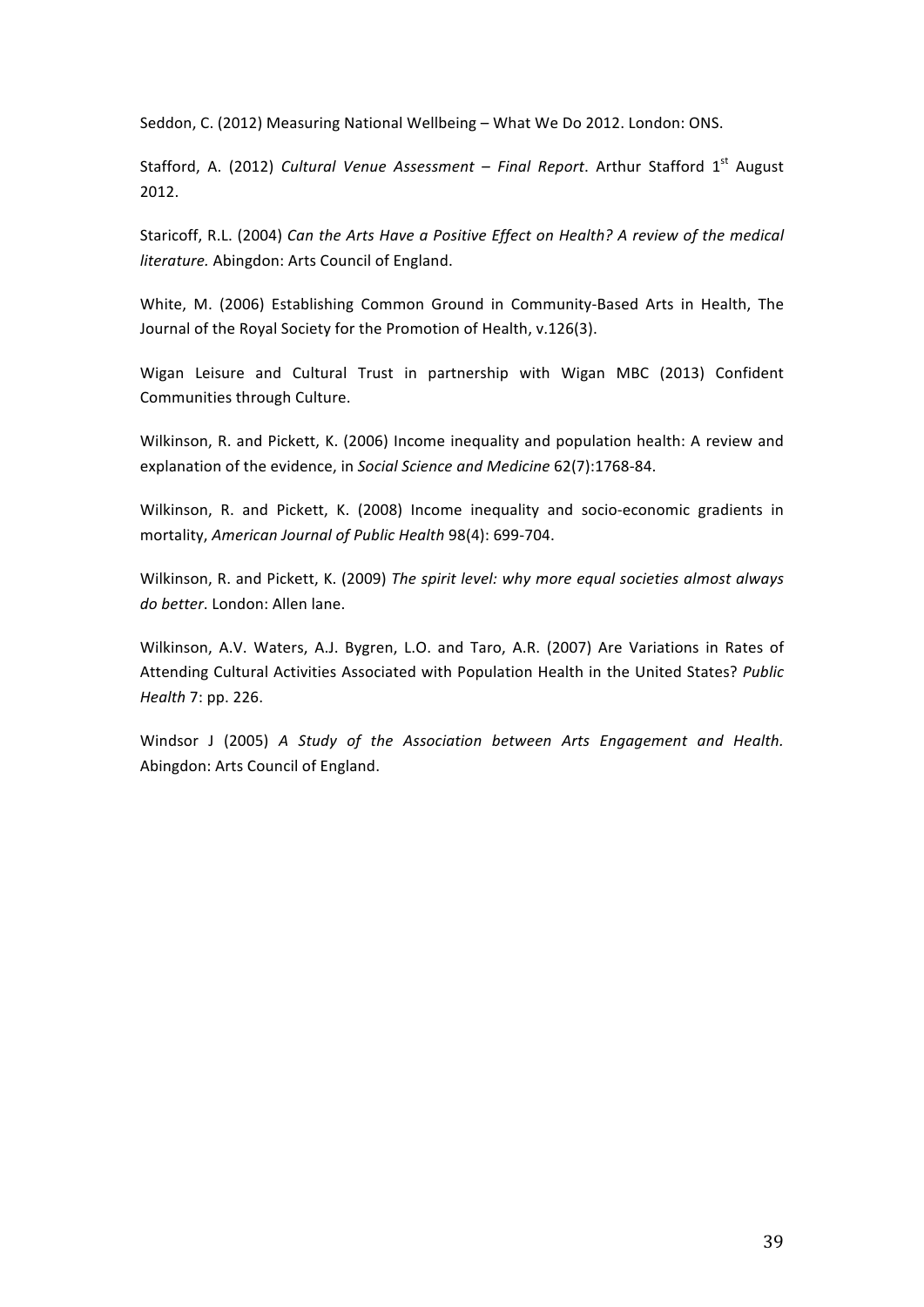Seddon, C. (2012) Measuring National Wellbeing – What We Do 2012. London: ONS.

Stafford, A. (2012) *Cultural Venue Assessment – Final Report*. Arthur Stafford 1st August 2012.

Staricoff, R.L. (2004) *Can the Arts Have a Positive Effect on Health? A review of the medical literature.* Abingdon: Arts Council of England.

White, M. (2006) Establishing Common Ground in Community-Based Arts in Health, The Journal of the Royal Society for the Promotion of Health, v.126(3).

Wigan Leisure and Cultural Trust in partnership with Wigan MBC (2013) Confident Communities through Culture.

Wilkinson, R. and Pickett, K. (2006) Income inequality and population health: A review and explanation of the evidence, in *Social Science and Medicine* 62(7):1768-84.

Wilkinson, R. and Pickett, K. (2008) Income inequality and socio-economic gradients in mortality, *American Journal of Public Health* 98(4): 699-704.

Wilkinson, R. and Pickett, K. (2009) *The spirit level: why more equal societies almost always do better*. London: Allen lane.

Wilkinson, A.V. Waters, A.J. Bygren, L.O. and Taro, A.R. (2007) Are Variations in Rates of Attending Cultural Activities Associated with Population Health in the United States? *Public Health* 7: pp. 226.

Windsor J (2005) *A Study of the Association between Arts Engagement and Health.* Abingdon: Arts Council of England.